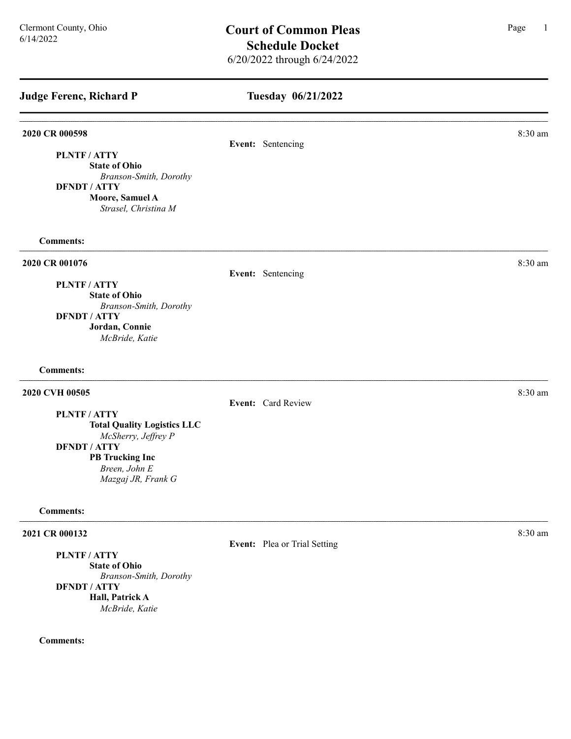Clermont County, Ohio
6/14/2022

# Court of Common Pleas
# Schedule Docket
6/20/2022 through 6/24/2022

## Judge Ferenc, Richard P — Tuesday 06/21/2022

---

**2020 CR 000598** — 8:30 am

**Event:** Sentencing

**PLNTF / ATTY**
- **State of Ohio**
  - *Branson-Smith, Dorothy*

**DFNDT / ATTY**
- **Moore, Samuel A**
  - *Strasel, Christina M*

**Comments:**

---

**2020 CR 001076** — 8:30 am

**Event:** Sentencing

**PLNTF / ATTY**
- **State of Ohio**
  - *Branson-Smith, Dorothy*

**DFNDT / ATTY**
- **Jordan, Connie**
  - *McBride, Katie*

**Comments:**

---

**2020 CVH 00505** — 8:30 am

**Event:** Card Review

**PLNTF / ATTY**
- **Total Quality Logistics LLC**
  - *McSherry, Jeffrey P*

**DFNDT / ATTY**
- **PB Trucking Inc**
  - *Breen, John E*
  - *Mazgaj JR, Frank G*

**Comments:**

---

**2021 CR 000132** — 8:30 am

**Event:** Plea or Trial Setting

**PLNTF / ATTY**
- **State of Ohio**
  - *Branson-Smith, Dorothy*

**DFNDT / ATTY**
- **Hall, Patrick A**
  - *McBride, Katie*

**Comments:**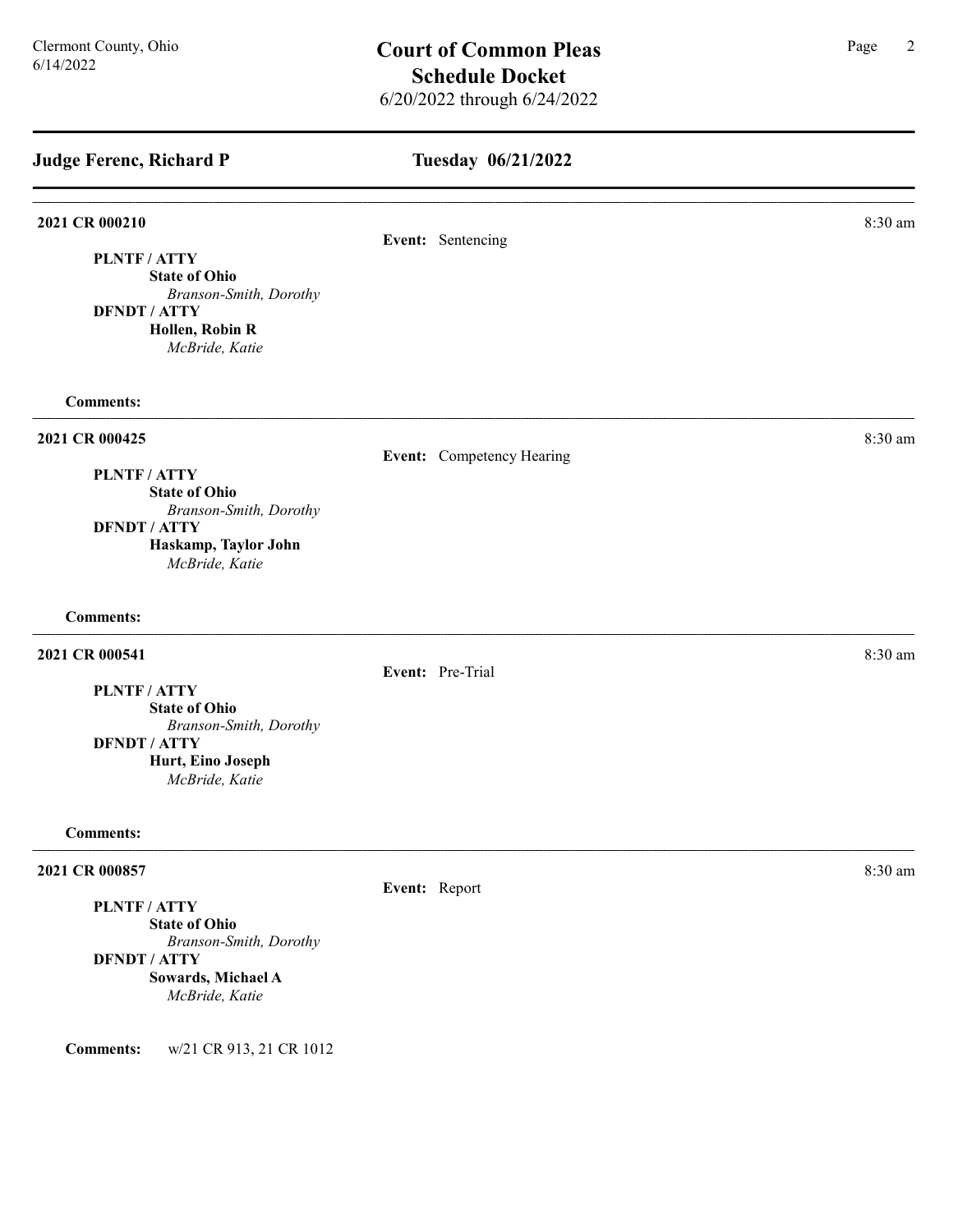## Judge Ferenc, Richard P

## Tuesday 06/21/2022

---

**2021 CR 000210** — 8:30 am

**Event:** Sentencing

**PLNTF / ATTY**
**State of Ohio**
*Branson-Smith, Dorothy*

**DFNDT / ATTY**
**Hollen, Robin R**
*McBride, Katie*

**Comments:**

---

**2021 CR 000425** — 8:30 am

**Event:** Competency Hearing

**PLNTF / ATTY**
**State of Ohio**
*Branson-Smith, Dorothy*

**DFNDT / ATTY**
**Haskamp, Taylor John**
*McBride, Katie*

**Comments:**

---

**2021 CR 000541** — 8:30 am

**Event:** Pre-Trial

**PLNTF / ATTY**
**State of Ohio**
*Branson-Smith, Dorothy*

**DFNDT / ATTY**
**Hurt, Eino Joseph**
*McBride, Katie*

**Comments:**

---

**2021 CR 000857** — 8:30 am

**Event:** Report

**PLNTF / ATTY**
**State of Ohio**
*Branson-Smith, Dorothy*

**DFNDT / ATTY**
**Sowards, Michael A**
*McBride, Katie*

**Comments:** w/21 CR 913, 21 CR 1012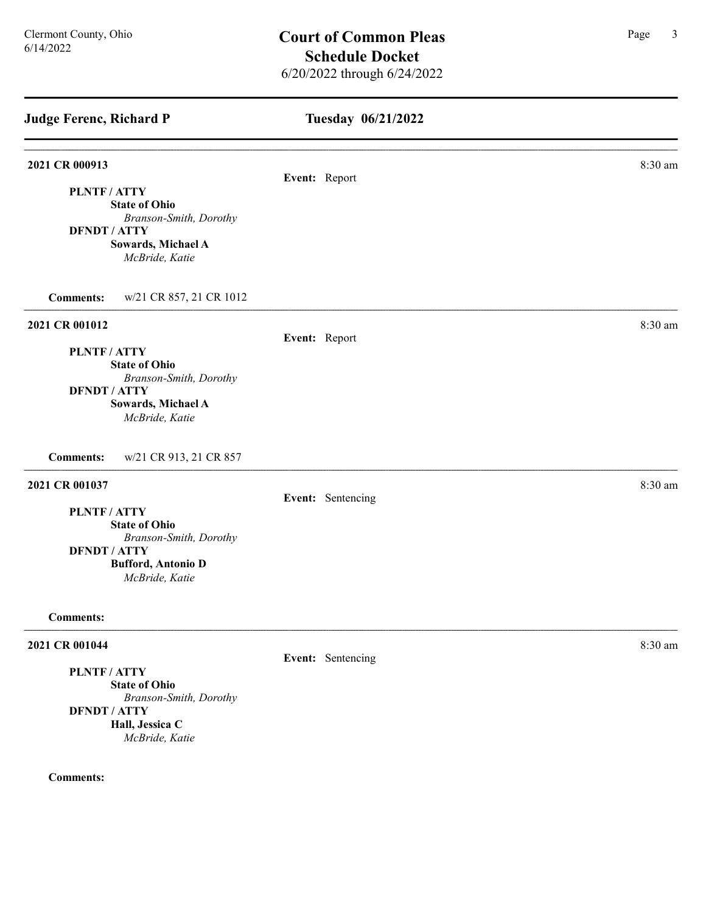## Judge Ferenc, Richard P — Tuesday 06/21/2022

**2021 CR 000913** — 8:30 am

**Event:** Report

**PLNTF / ATTY**
**State of Ohio**
*Branson-Smith, Dorothy*

**DFNDT / ATTY**
**Sowards, Michael A**
*McBride, Katie*

**Comments:** w/21 CR 857, 21 CR 1012

---

**2021 CR 001012** — 8:30 am

**Event:** Report

**PLNTF / ATTY**
**State of Ohio**
*Branson-Smith, Dorothy*

**DFNDT / ATTY**
**Sowards, Michael A**
*McBride, Katie*

**Comments:** w/21 CR 913, 21 CR 857

---

**2021 CR 001037** — 8:30 am

**Event:** Sentencing

**PLNTF / ATTY**
**State of Ohio**
*Branson-Smith, Dorothy*

**DFNDT / ATTY**
**Bufford, Antonio D**
*McBride, Katie*

**Comments:**

---

**2021 CR 001044** — 8:30 am

**Event:** Sentencing

**PLNTF / ATTY**
**State of Ohio**
*Branson-Smith, Dorothy*

**DFNDT / ATTY**
**Hall, Jessica C**
*McBride, Katie*

**Comments:**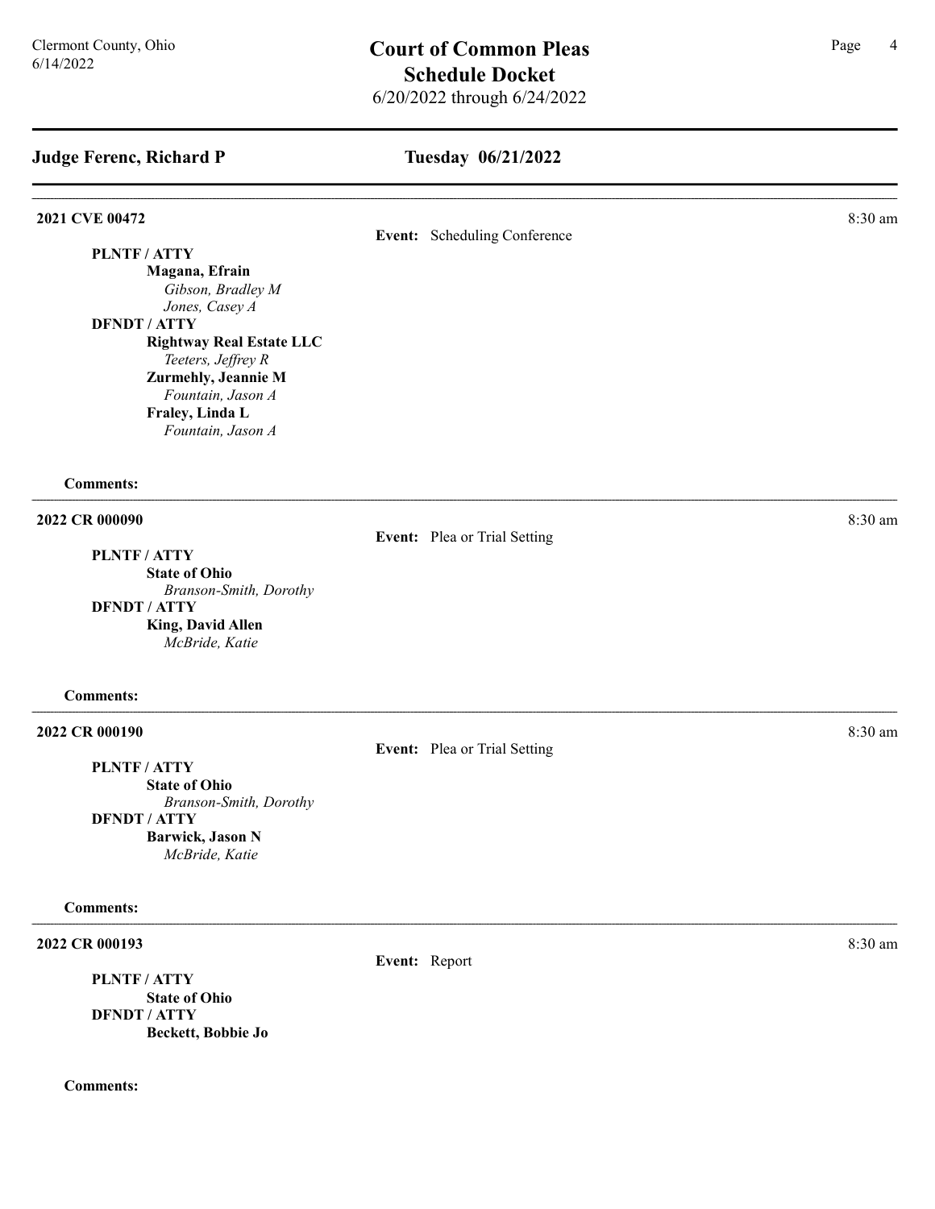## Judge Ferenc, Richard P

## Tuesday 06/21/2022

---

**2021 CVE 00472** — 8:30 am

**Event:** Scheduling Conference

**PLNTF / ATTY**

- **Magana, Efrain**
  - *Gibson, Bradley M*
  - *Jones, Casey A*

**DFNDT / ATTY**

- **Rightway Real Estate LLC**
  - *Teeters, Jeffrey R*
- **Zurmehly, Jeannie M**
  - *Fountain, Jason A*
- **Fraley, Linda L**
  - *Fountain, Jason A*

**Comments:**

---

**2022 CR 000090** — 8:30 am

**Event:** Plea or Trial Setting

**PLNTF / ATTY**

- **State of Ohio**
  - *Branson-Smith, Dorothy*

**DFNDT / ATTY**

- **King, David Allen**
  - *McBride, Katie*

**Comments:**

---

**2022 CR 000190** — 8:30 am

**Event:** Plea or Trial Setting

**PLNTF / ATTY**

- **State of Ohio**
  - *Branson-Smith, Dorothy*

**DFNDT / ATTY**

- **Barwick, Jason N**
  - *McBride, Katie*

**Comments:**

---

**2022 CR 000193** — 8:30 am

**Event:** Report

**PLNTF / ATTY**

- **State of Ohio**

**DFNDT / ATTY**

- **Beckett, Bobbie Jo**

**Comments:**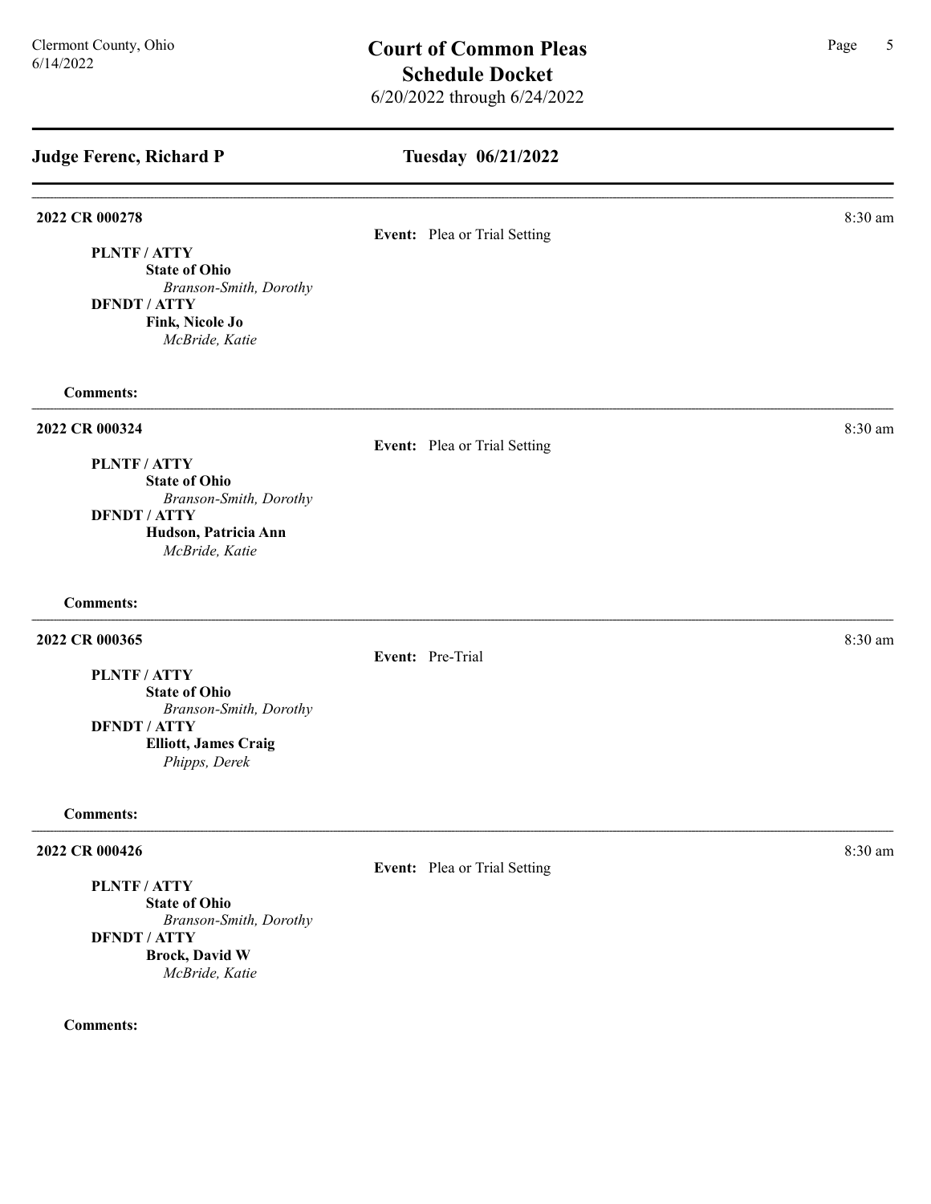## Judge Ferenc, Richard P

## Tuesday 06/21/2022

---

**2022 CR 000278** — 8:30 am

**Event:** Plea or Trial Setting

**PLNTF / ATTY**
**State of Ohio**
*Branson-Smith, Dorothy*

**DFNDT / ATTY**
**Fink, Nicole Jo**
*McBride, Katie*

**Comments:**

---

**2022 CR 000324** — 8:30 am

**Event:** Plea or Trial Setting

**PLNTF / ATTY**
**State of Ohio**
*Branson-Smith, Dorothy*

**DFNDT / ATTY**
**Hudson, Patricia Ann**
*McBride, Katie*

**Comments:**

---

**2022 CR 000365** — 8:30 am

**Event:** Pre-Trial

**PLNTF / ATTY**
**State of Ohio**
*Branson-Smith, Dorothy*

**DFNDT / ATTY**
**Elliott, James Craig**
*Phipps, Derek*

**Comments:**

---

**2022 CR 000426** — 8:30 am

**Event:** Plea or Trial Setting

**PLNTF / ATTY**
**State of Ohio**
*Branson-Smith, Dorothy*

**DFNDT / ATTY**
**Brock, David W**
*McBride, Katie*

**Comments:**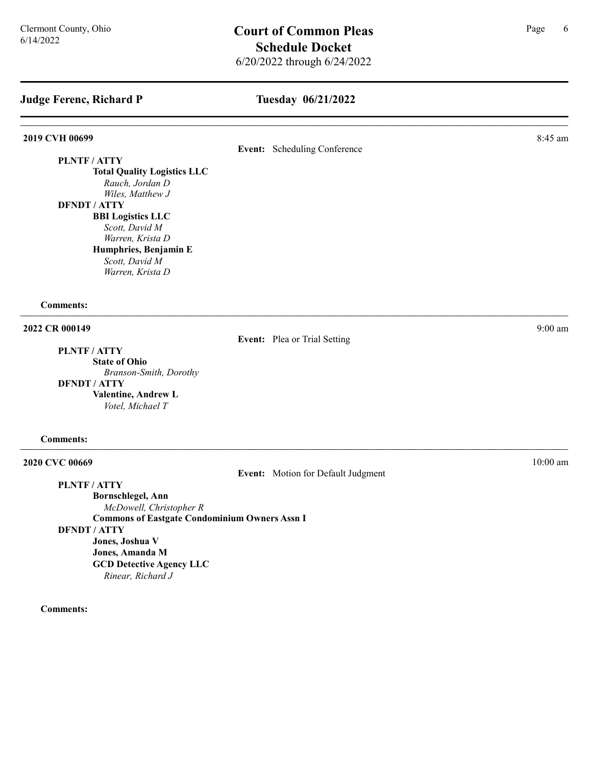## Judge Ferenc, Richard P — Tuesday 06/21/2022

---

**2019 CVH 00699** — 8:45 am

**Event:** Scheduling Conference

**PLNTF / ATTY**
- **Total Quality Logistics LLC**
  - *Rauch, Jordan D*
  - *Wiles, Matthew J*

**DFNDT / ATTY**
- **BBI Logistics LLC**
  - *Scott, David M*
  - *Warren, Krista D*
- **Humphries, Benjamin E**
  - *Scott, David M*
  - *Warren, Krista D*

**Comments:**

---

**2022 CR 000149** — 9:00 am

**Event:** Plea or Trial Setting

**PLNTF / ATTY**
- **State of Ohio**
  - *Branson-Smith, Dorothy*

**DFNDT / ATTY**
- **Valentine, Andrew L**
  - *Votel, Michael T*

**Comments:**

---

**2020 CVC 00669** — 10:00 am

**Event:** Motion for Default Judgment

**PLNTF / ATTY**
- **Bornschlegel, Ann**
  - *McDowell, Christopher R*
- **Commons of Eastgate Condominium Owners Assn I**

**DFNDT / ATTY**
- **Jones, Joshua V**
- **Jones, Amanda M**
- **GCD Detective Agency LLC**
  - *Rinear, Richard J*

**Comments:**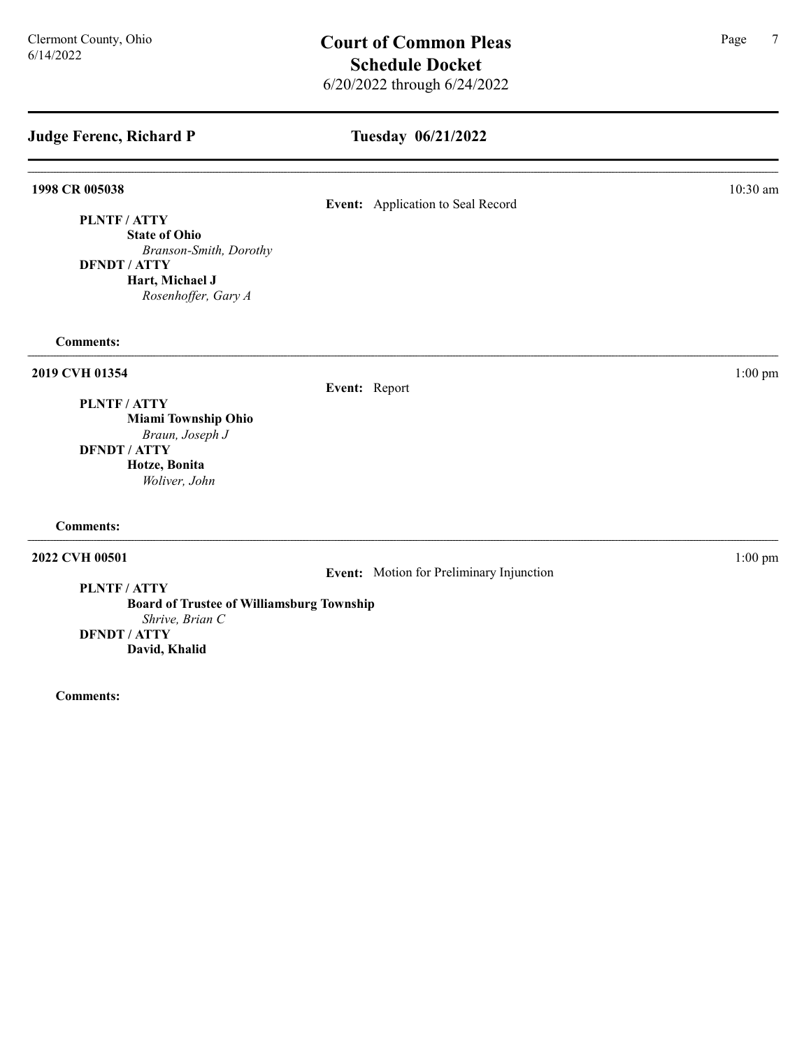## Judge Ferenc, Richard P

## Tuesday 06/21/2022

---

**1998 CR 005038** — 10:30 am

**Event:** Application to Seal Record

**PLNTF / ATTY**
**State of Ohio**
*Branson-Smith, Dorothy*

**DFNDT / ATTY**
**Hart, Michael J**
*Rosenhoffer, Gary A*

**Comments:**

---

**2019 CVH 01354** — 1:00 pm

**Event:** Report

**PLNTF / ATTY**
**Miami Township Ohio**
*Braun, Joseph J*

**DFNDT / ATTY**
**Hotze, Bonita**
*Woliver, John*

**Comments:**

---

**2022 CVH 00501** — 1:00 pm

**Event:** Motion for Preliminary Injunction

**PLNTF / ATTY**
**Board of Trustee of Williamsburg Township**
*Shrive, Brian C*

**DFNDT / ATTY**
**David, Khalid**

**Comments:**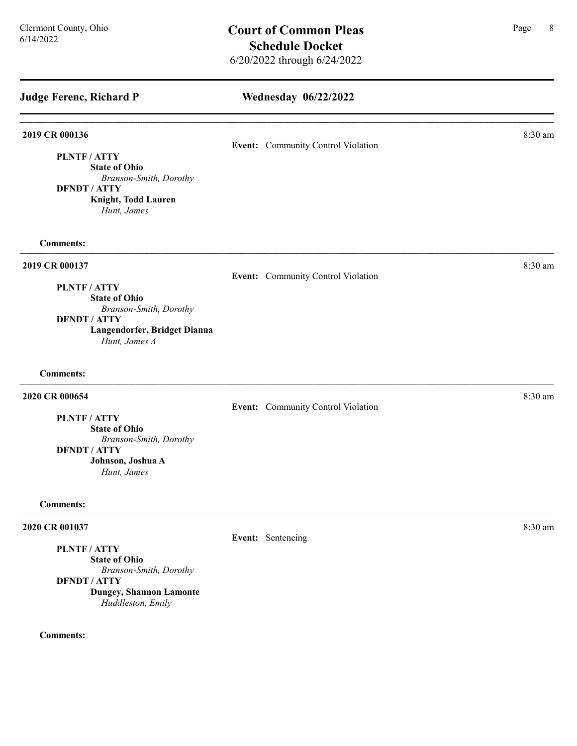## Judge Ferenc, Richard P

## Wednesday 06/22/2022

---

**2019 CR 000136** 8:30 am

**Event:** Community Control Violation

**PLNTF / ATTY**
**State of Ohio**
*Branson-Smith, Dorothy*
**DFNDT / ATTY**
**Knight, Todd Lauren**
*Hunt, James*

**Comments:**

---

**2019 CR 000137** 8:30 am

**Event:** Community Control Violation

**PLNTF / ATTY**
**State of Ohio**
*Branson-Smith, Dorothy*
**DFNDT / ATTY**
**Langendorfer, Bridget Dianna**
*Hunt, James A*

**Comments:**

---

**2020 CR 000654** 8:30 am

**Event:** Community Control Violation

**PLNTF / ATTY**
**State of Ohio**
*Branson-Smith, Dorothy*
**DFNDT / ATTY**
**Johnson, Joshua A**
*Hunt, James*

**Comments:**

---

**2020 CR 001037** 8:30 am

**Event:** Sentencing

**PLNTF / ATTY**
**State of Ohio**
*Branson-Smith, Dorothy*
**DFNDT / ATTY**
**Dungey, Shannon Lamonte**
*Huddleston, Emily*

**Comments:**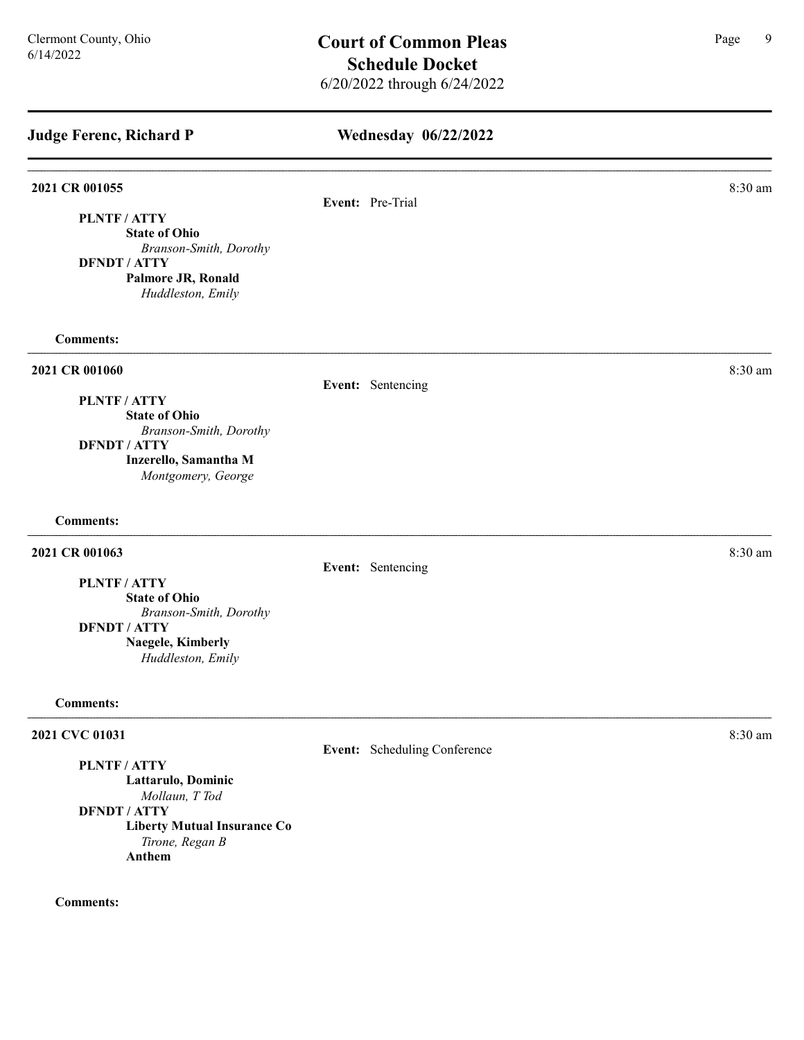## Judge Ferenc, Richard P

## Wednesday 06/22/2022

**2021 CR 001055** — 8:30 am

**Event:** Pre-Trial

**PLNTF / ATTY**
**State of Ohio**
*Branson-Smith, Dorothy*
**DFNDT / ATTY**
**Palmore JR, Ronald**
*Huddleston, Emily*

**Comments:**

---

**2021 CR 001060** — 8:30 am

**Event:** Sentencing

**PLNTF / ATTY**
**State of Ohio**
*Branson-Smith, Dorothy*
**DFNDT / ATTY**
**Inzerello, Samantha M**
*Montgomery, George*

**Comments:**

---

**2021 CR 001063** — 8:30 am

**Event:** Sentencing

**PLNTF / ATTY**
**State of Ohio**
*Branson-Smith, Dorothy*
**DFNDT / ATTY**
**Naegele, Kimberly**
*Huddleston, Emily*

**Comments:**

---

**2021 CVC 01031** — 8:30 am

**Event:** Scheduling Conference

**PLNTF / ATTY**
**Lattarulo, Dominic**
*Mollaun, T Tod*
**DFNDT / ATTY**
**Liberty Mutual Insurance Co**
*Tirone, Regan B*
**Anthem**

**Comments:**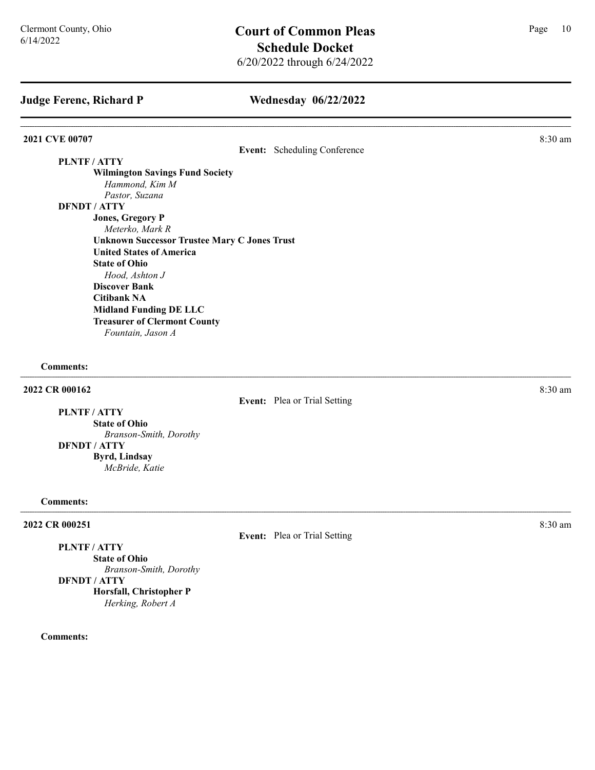## Judge Ferenc, Richard P

## Wednesday 06/22/2022

---

**2021 CVE 00707** — 8:30 am

**Event:** Scheduling Conference

**PLNTF / ATTY**

**Wilmington Savings Fund Society**
*Hammond, Kim M*
*Pastor, Suzana*

**DFNDT / ATTY**

**Jones, Gregory P**
*Meterko, Mark R*

**Unknown Successor Trustee Mary C Jones Trust**

**United States of America**

**State of Ohio**
*Hood, Ashton J*

**Discover Bank**

**Citibank NA**

**Midland Funding DE LLC**

**Treasurer of Clermont County**
*Fountain, Jason A*

**Comments:**

---

**2022 CR 000162** — 8:30 am

**Event:** Plea or Trial Setting

**PLNTF / ATTY**

**State of Ohio**
*Branson-Smith, Dorothy*

**DFNDT / ATTY**

**Byrd, Lindsay**
*McBride, Katie*

**Comments:**

---

**2022 CR 000251** — 8:30 am

**Event:** Plea or Trial Setting

**PLNTF / ATTY**

**State of Ohio**
*Branson-Smith, Dorothy*

**DFNDT / ATTY**

**Horsfall, Christopher P**
*Herking, Robert A*

**Comments:**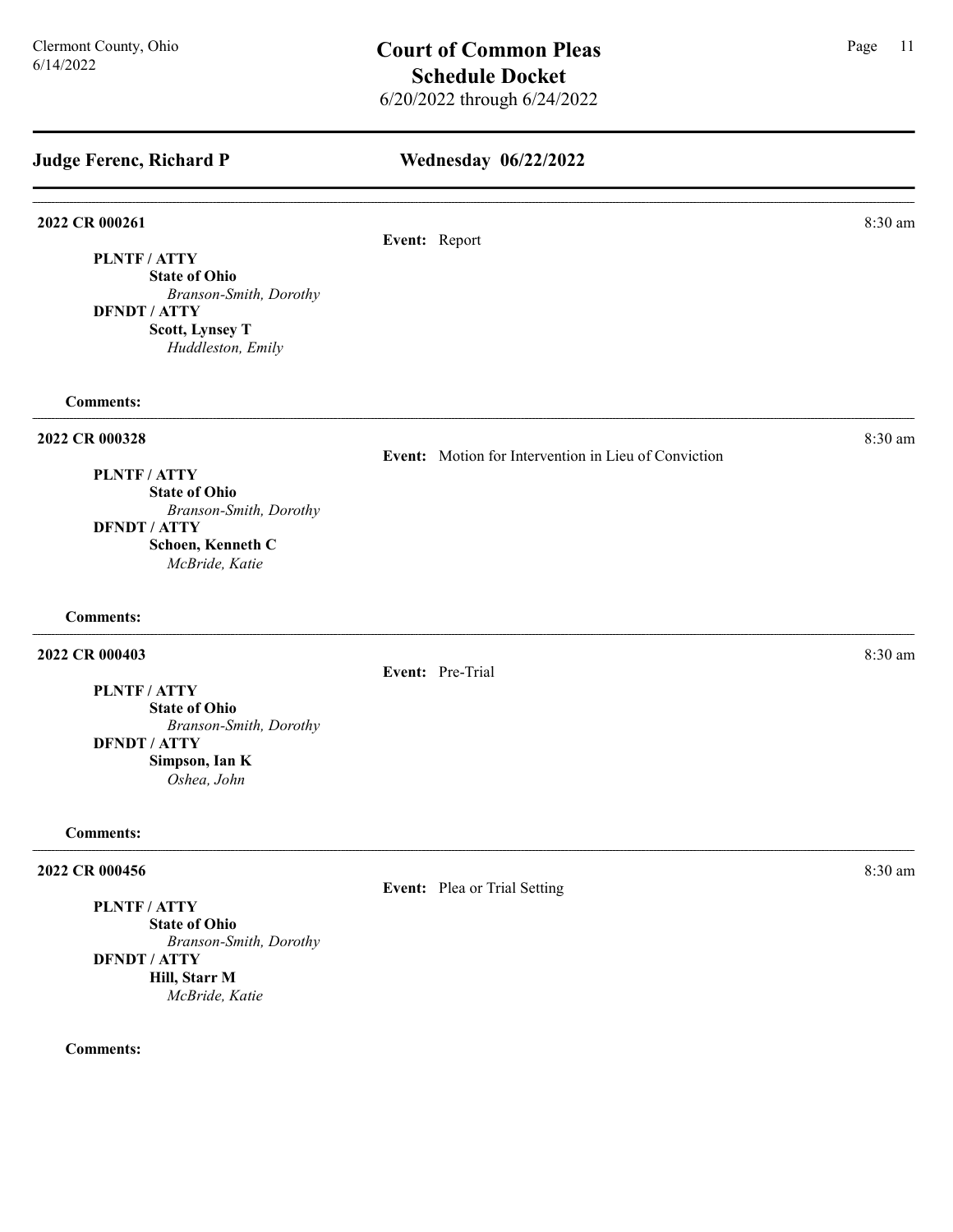## Judge Ferenc, Richard P

## Wednesday 06/22/2022

---

**2022 CR 000261** — 8:30 am

**Event:** Report

**PLNTF / ATTY**
**State of Ohio**
*Branson-Smith, Dorothy*

**DFNDT / ATTY**
**Scott, Lynsey T**
*Huddleston, Emily*

**Comments:**

---

**2022 CR 000328** — 8:30 am

**Event:** Motion for Intervention in Lieu of Conviction

**PLNTF / ATTY**
**State of Ohio**
*Branson-Smith, Dorothy*

**DFNDT / ATTY**
**Schoen, Kenneth C**
*McBride, Katie*

**Comments:**

---

**2022 CR 000403** — 8:30 am

**Event:** Pre-Trial

**PLNTF / ATTY**
**State of Ohio**
*Branson-Smith, Dorothy*

**DFNDT / ATTY**
**Simpson, Ian K**
*Oshea, John*

**Comments:**

---

**2022 CR 000456** — 8:30 am

**Event:** Plea or Trial Setting

**PLNTF / ATTY**
**State of Ohio**
*Branson-Smith, Dorothy*

**DFNDT / ATTY**
**Hill, Starr M**
*McBride, Katie*

**Comments:**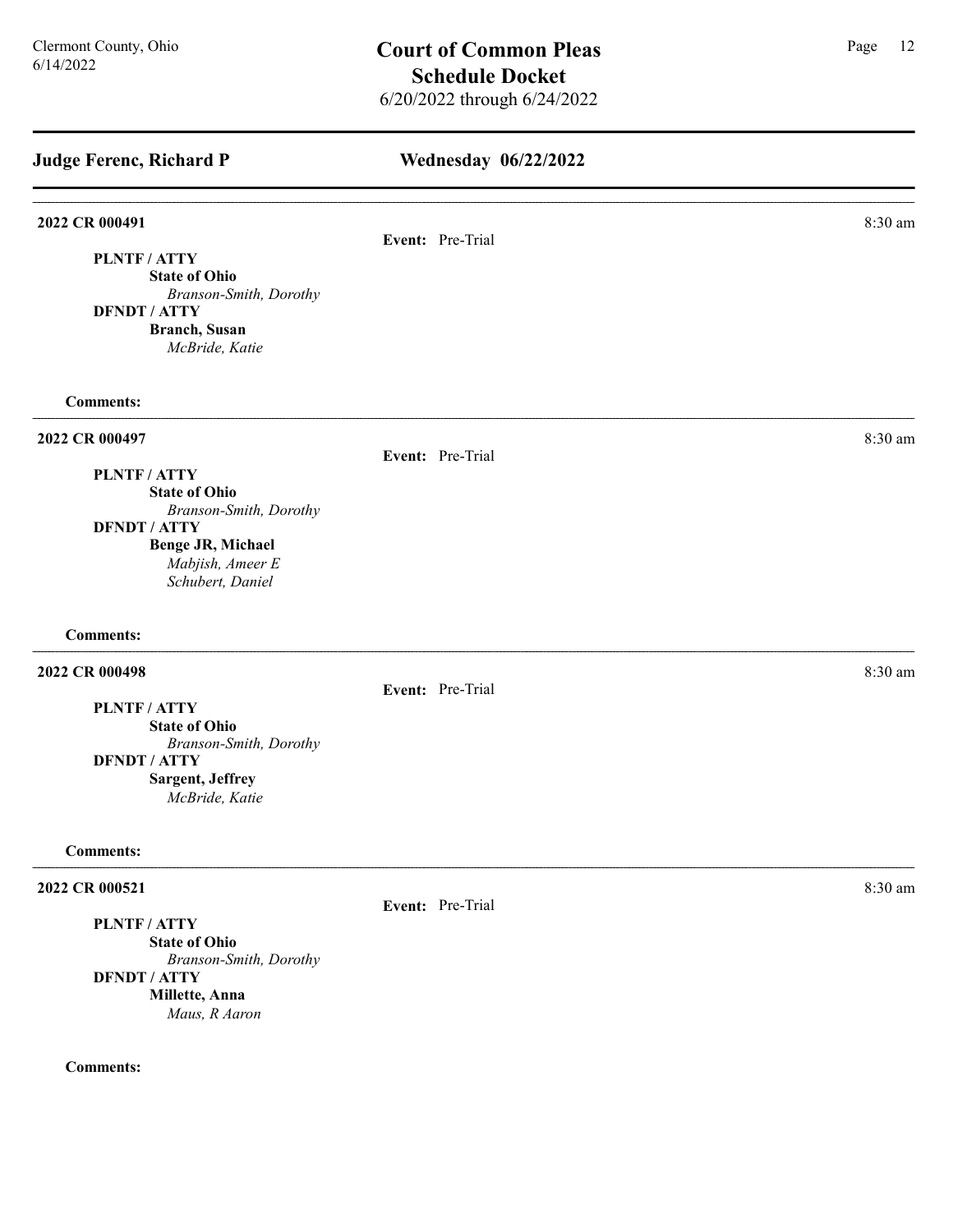## Judge Ferenc, Richard P

## Wednesday 06/22/2022

**2022 CR 000491** — 8:30 am

**Event:** Pre-Trial

**PLNTF / ATTY**
**State of Ohio**
*Branson-Smith, Dorothy*

**DFNDT / ATTY**
**Branch, Susan**
*McBride, Katie*

**Comments:**

---

**2022 CR 000497** — 8:30 am

**Event:** Pre-Trial

**PLNTF / ATTY**
**State of Ohio**
*Branson-Smith, Dorothy*

**DFNDT / ATTY**
**Benge JR, Michael**
*Mabjish, Ameer E*
*Schubert, Daniel*

**Comments:**

---

**2022 CR 000498** — 8:30 am

**Event:** Pre-Trial

**PLNTF / ATTY**
**State of Ohio**
*Branson-Smith, Dorothy*

**DFNDT / ATTY**
**Sargent, Jeffrey**
*McBride, Katie*

**Comments:**

---

**2022 CR 000521** — 8:30 am

**Event:** Pre-Trial

**PLNTF / ATTY**
**State of Ohio**
*Branson-Smith, Dorothy*

**DFNDT / ATTY**
**Millette, Anna**
*Maus, R Aaron*

**Comments:**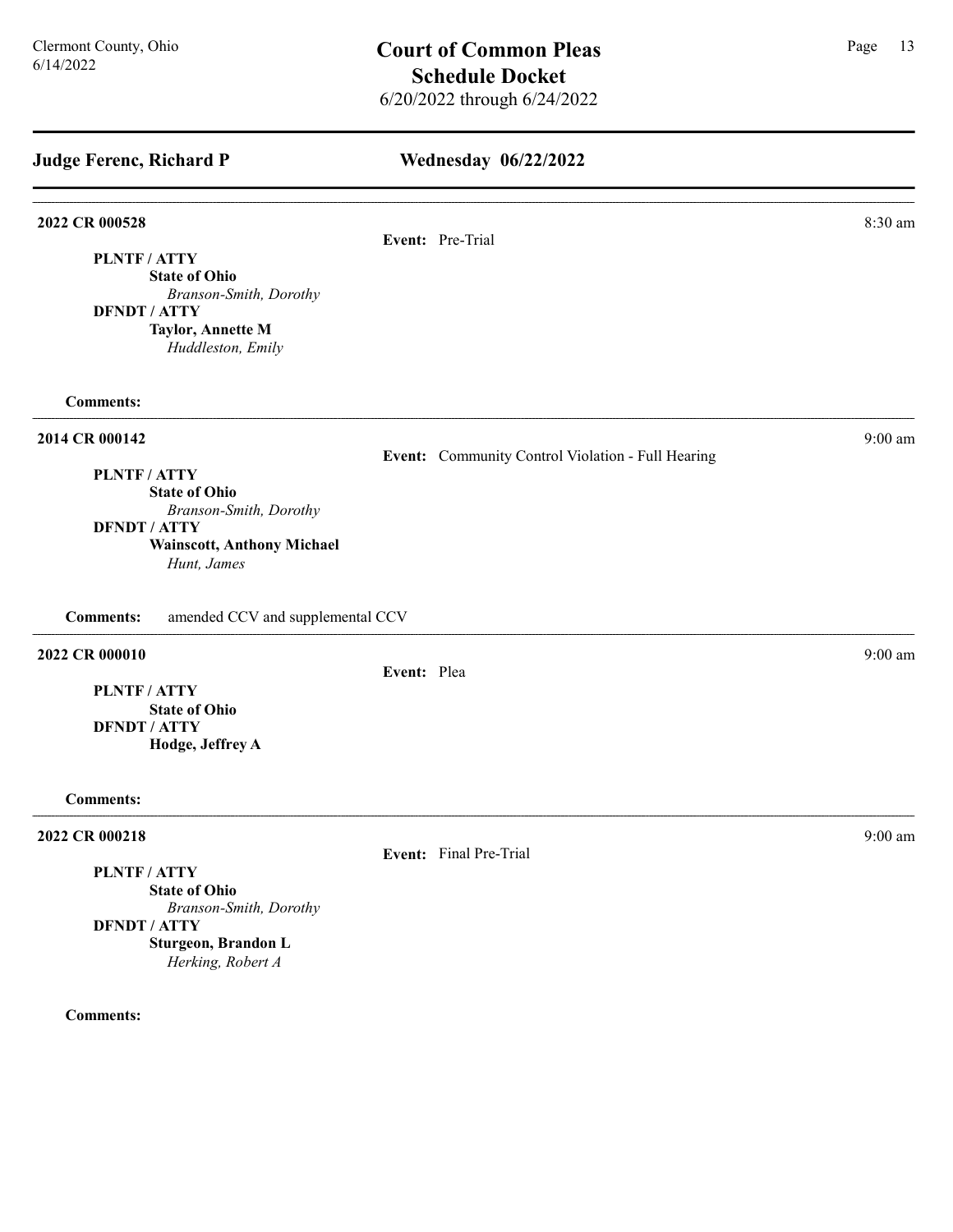# Court of Common Pleas
## Schedule Docket
6/20/2022 through 6/24/2022

Clermont County, Ohio
6/14/2022

## Judge Ferenc, Richard P — Wednesday 06/22/2022

---

**2022 CR 000528** — 8:30 am

**Event:** Pre-Trial

**PLNTF / ATTY**
**State of Ohio**
*Branson-Smith, Dorothy*

**DFNDT / ATTY**
**Taylor, Annette M**
*Huddleston, Emily*

**Comments:**

---

**2014 CR 000142** — 9:00 am

**Event:** Community Control Violation - Full Hearing

**PLNTF / ATTY**
**State of Ohio**
*Branson-Smith, Dorothy*

**DFNDT / ATTY**
**Wainscott, Anthony Michael**
*Hunt, James*

**Comments:** amended CCV and supplemental CCV

---

**2022 CR 000010** — 9:00 am

**Event:** Plea

**PLNTF / ATTY**
**State of Ohio**

**DFNDT / ATTY**
**Hodge, Jeffrey A**

**Comments:**

---

**2022 CR 000218** — 9:00 am

**Event:** Final Pre-Trial

**PLNTF / ATTY**
**State of Ohio**
*Branson-Smith, Dorothy*

**DFNDT / ATTY**
**Sturgeon, Brandon L**
*Herking, Robert A*

**Comments:**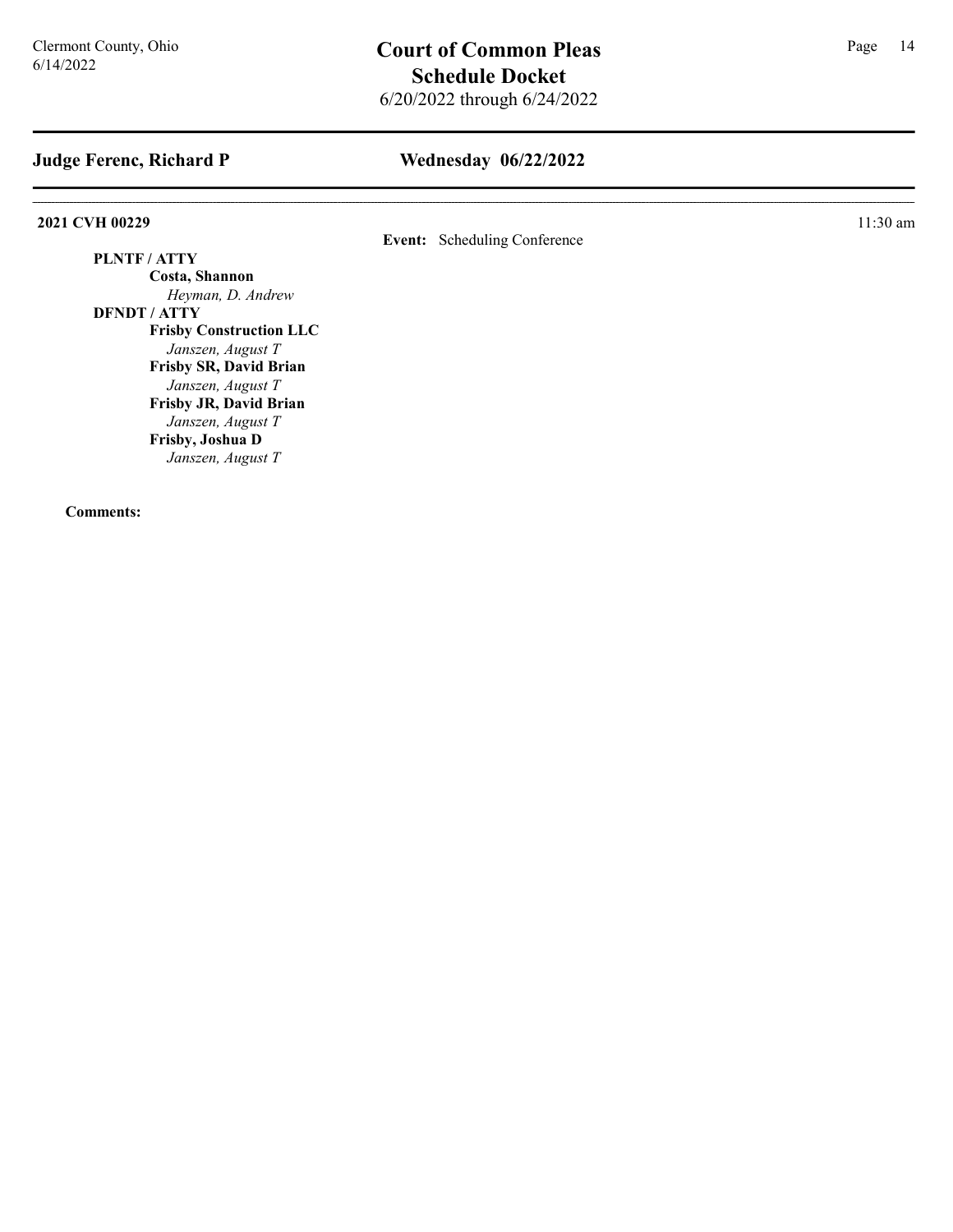**Judge Ferenc, Richard P** **Wednesday 06/22/2022**

**2021 CVH 00229** 11:30 am

**Event:** Scheduling Conference

**PLNTF / ATTY**

**Costa, Shannon**

*Heyman, D. Andrew*

**DFNDT / ATTY**

**Frisby Construction LLC**

*Janszen, August T*

**Frisby SR, David Brian**

*Janszen, August T*

**Frisby JR, David Brian**

*Janszen, August T*

**Frisby, Joshua D**

*Janszen, August T*

**Comments:**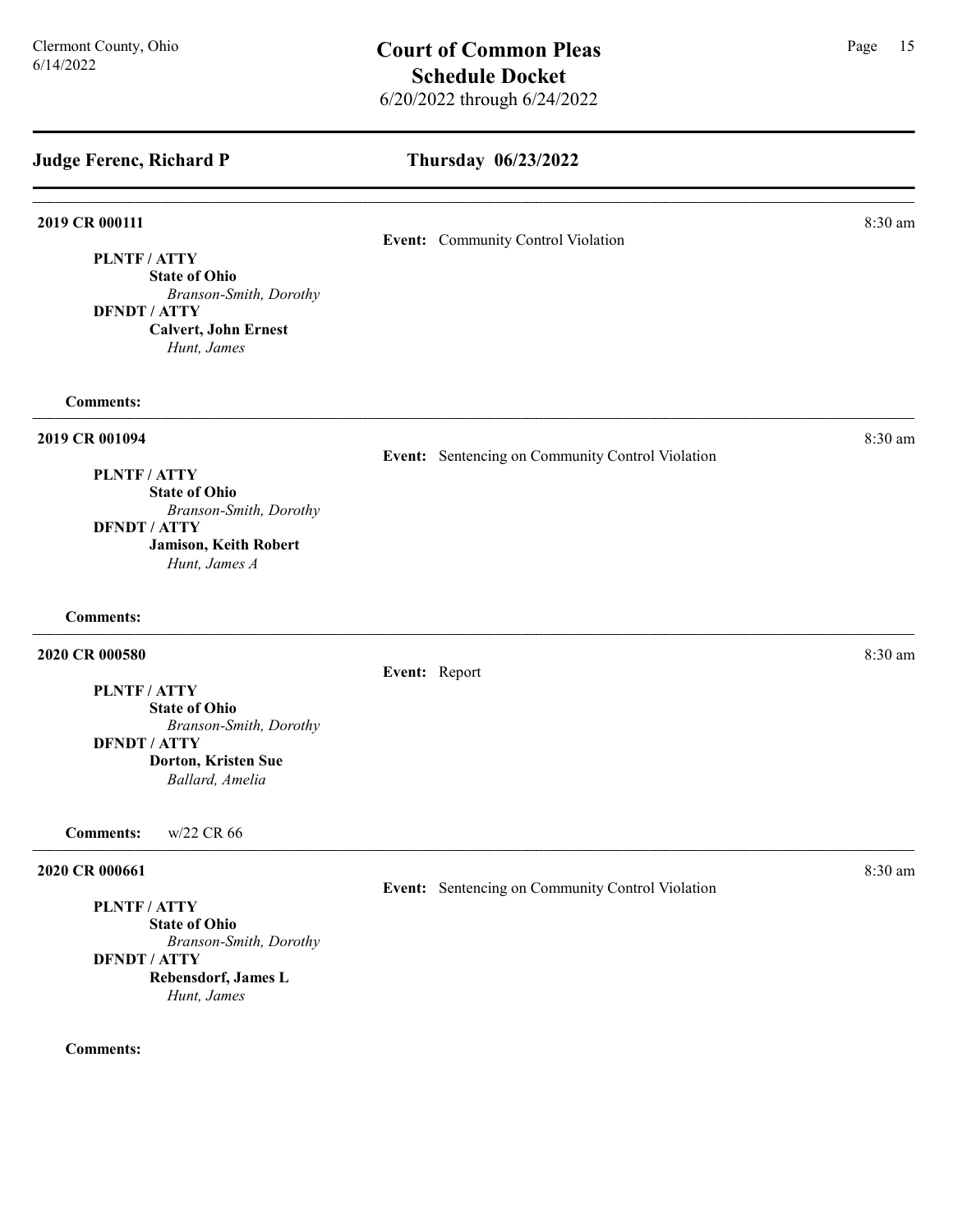## Judge Ferenc, Richard P

## Thursday 06/23/2022

**2019 CR 000111** — 8:30 am

**Event:** Community Control Violation

**PLNTF / ATTY**
**State of Ohio**
*Branson-Smith, Dorothy*
**DFNDT / ATTY**
**Calvert, John Ernest**
*Hunt, James*

**Comments:**

---

**2019 CR 001094** — 8:30 am

**Event:** Sentencing on Community Control Violation

**PLNTF / ATTY**
**State of Ohio**
*Branson-Smith, Dorothy*
**DFNDT / ATTY**
**Jamison, Keith Robert**
*Hunt, James A*

**Comments:**

---

**2020 CR 000580** — 8:30 am

**Event:** Report

**PLNTF / ATTY**
**State of Ohio**
*Branson-Smith, Dorothy*
**DFNDT / ATTY**
**Dorton, Kristen Sue**
*Ballard, Amelia*

**Comments:** w/22 CR 66

---

**2020 CR 000661** — 8:30 am

**Event:** Sentencing on Community Control Violation

**PLNTF / ATTY**
**State of Ohio**
*Branson-Smith, Dorothy*
**DFNDT / ATTY**
**Rebensdorf, James L**
*Hunt, James*

**Comments:**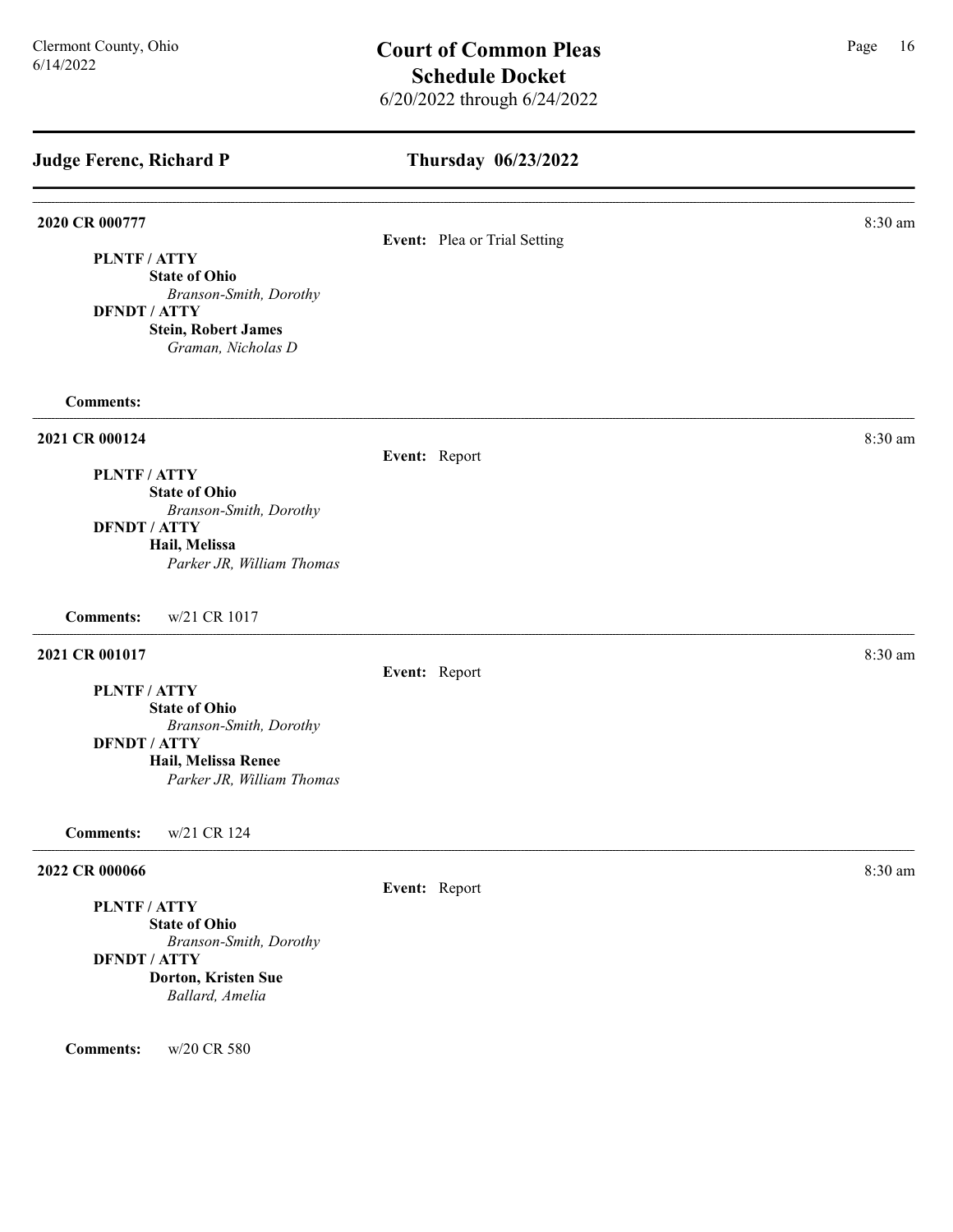## Judge Ferenc, Richard P

## Thursday 06/23/2022

---

**2020 CR 000777** — 8:30 am

**Event:** Plea or Trial Setting

**PLNTF / ATTY**
**State of Ohio**
*Branson-Smith, Dorothy*
**DFNDT / ATTY**
**Stein, Robert James**
*Graman, Nicholas D*

**Comments:**

---

**2021 CR 000124** — 8:30 am

**Event:** Report

**PLNTF / ATTY**
**State of Ohio**
*Branson-Smith, Dorothy*
**DFNDT / ATTY**
**Hail, Melissa**
*Parker JR, William Thomas*

**Comments:** w/21 CR 1017

---

**2021 CR 001017** — 8:30 am

**Event:** Report

**PLNTF / ATTY**
**State of Ohio**
*Branson-Smith, Dorothy*
**DFNDT / ATTY**
**Hail, Melissa Renee**
*Parker JR, William Thomas*

**Comments:** w/21 CR 124

---

**2022 CR 000066** — 8:30 am

**Event:** Report

**PLNTF / ATTY**
**State of Ohio**
*Branson-Smith, Dorothy*
**DFNDT / ATTY**
**Dorton, Kristen Sue**
*Ballard, Amelia*

**Comments:** w/20 CR 580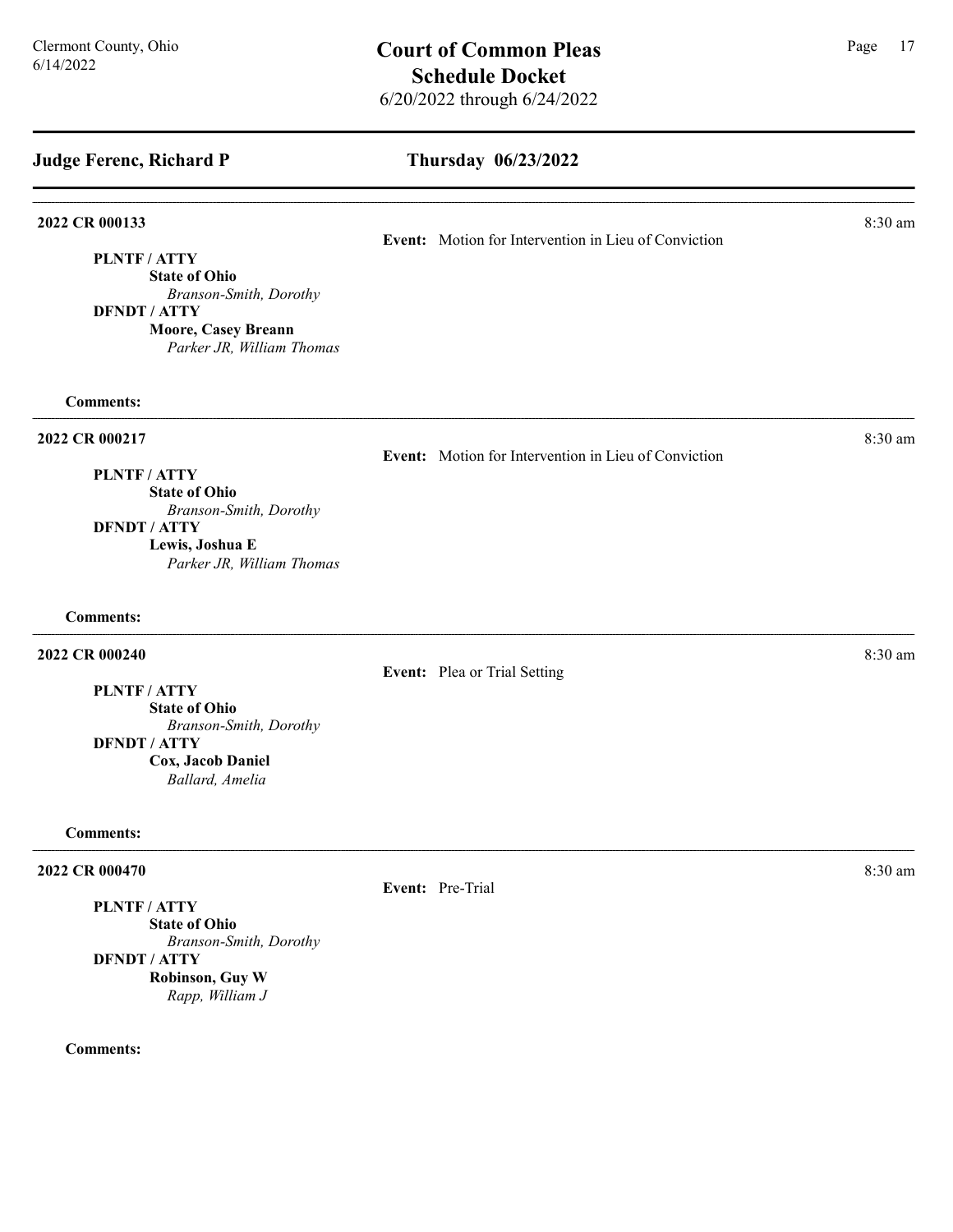## Court of Common Pleas
## Schedule Docket
6/20/2022 through 6/24/2022

Clermont County, Ohio
6/14/2022

### Judge Ferenc, Richard P — Thursday 06/23/2022

---

**2022 CR 000133** — 8:30 am

**Event:** Motion for Intervention in Lieu of Conviction

**PLNTF / ATTY**
**State of Ohio**
*Branson-Smith, Dorothy*
**DFNDT / ATTY**
**Moore, Casey Breann**
*Parker JR, William Thomas*

**Comments:**

---

**2022 CR 000217** — 8:30 am

**Event:** Motion for Intervention in Lieu of Conviction

**PLNTF / ATTY**
**State of Ohio**
*Branson-Smith, Dorothy*
**DFNDT / ATTY**
**Lewis, Joshua E**
*Parker JR, William Thomas*

**Comments:**

---

**2022 CR 000240** — 8:30 am

**Event:** Plea or Trial Setting

**PLNTF / ATTY**
**State of Ohio**
*Branson-Smith, Dorothy*
**DFNDT / ATTY**
**Cox, Jacob Daniel**
*Ballard, Amelia*

**Comments:**

---

**2022 CR 000470** — 8:30 am

**Event:** Pre-Trial

**PLNTF / ATTY**
**State of Ohio**
*Branson-Smith, Dorothy*
**DFNDT / ATTY**
**Robinson, Guy W**
*Rapp, William J*

**Comments:**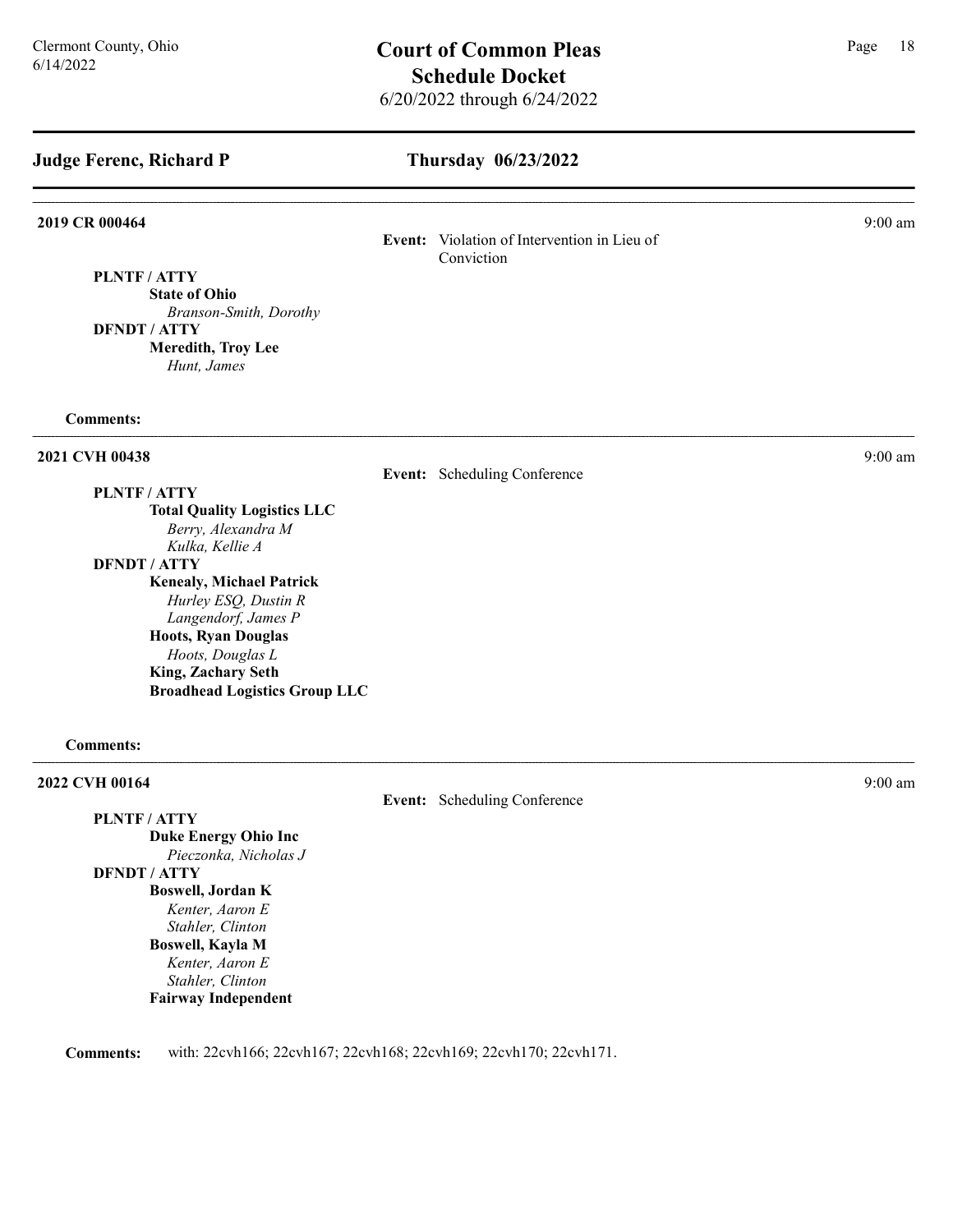## Judge Ferenc, Richard P

## Thursday 06/23/2022

**2019 CR 000464** 9:00 am

**Event:** Violation of Intervention in Lieu of Conviction

**PLNTF / ATTY**
**State of Ohio**
*Branson-Smith, Dorothy*
**DFNDT / ATTY**
**Meredith, Troy Lee**
*Hunt, James*

**Comments:**

---

**2021 CVH 00438** 9:00 am

**Event:** Scheduling Conference

**PLNTF / ATTY**
**Total Quality Logistics LLC**
*Berry, Alexandra M*
*Kulka, Kellie A*
**DFNDT / ATTY**
**Kenealy, Michael Patrick**
*Hurley ESQ, Dustin R*
*Langendorf, James P*
**Hoots, Ryan Douglas**
*Hoots, Douglas L*
**King, Zachary Seth**
**Broadhead Logistics Group LLC**

**Comments:**

---

**2022 CVH 00164** 9:00 am

**Event:** Scheduling Conference

**PLNTF / ATTY**
**Duke Energy Ohio Inc**
*Pieczonka, Nicholas J*
**DFNDT / ATTY**
**Boswell, Jordan K**
*Kenter, Aaron E*
*Stahler, Clinton*
**Boswell, Kayla M**
*Kenter, Aaron E*
*Stahler, Clinton*
**Fairway Independent**

**Comments:** with: 22cvh166; 22cvh167; 22cvh168; 22cvh169; 22cvh170; 22cvh171.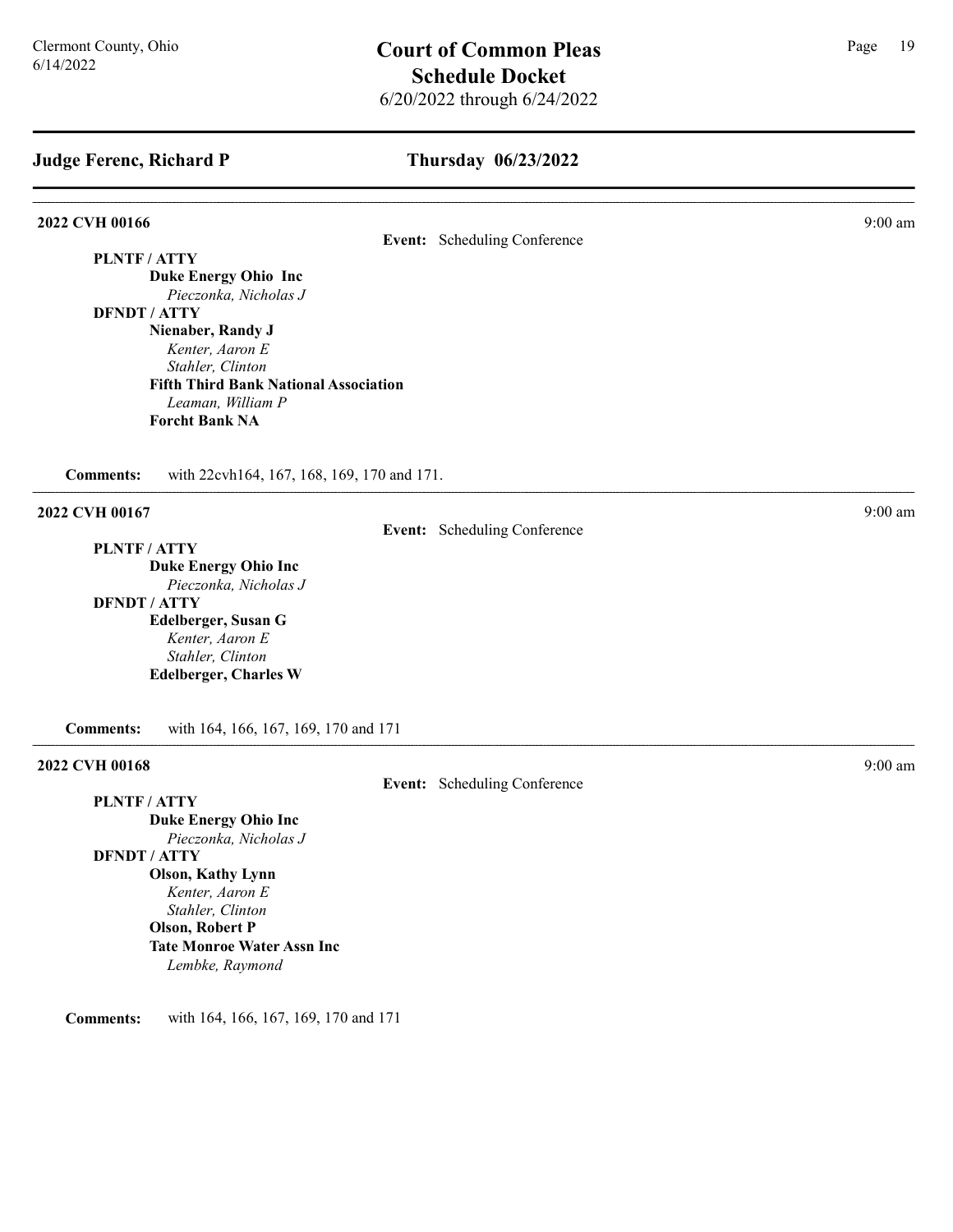## Judge Ferenc, Richard P — Thursday 06/23/2022

---

**2022 CVH 00166** — 9:00 am

**Event:** Scheduling Conference

**PLNTF / ATTY**

- **Duke Energy Ohio Inc**
  - *Pieczonka, Nicholas J*

**DFNDT / ATTY**

- **Nienaber, Randy J**
  - *Kenter, Aaron E*
  - *Stahler, Clinton*
- **Fifth Third Bank National Association**
  - *Leaman, William P*
- **Forcht Bank NA**

**Comments:** with 22cvh164, 167, 168, 169, 170 and 171.

---

**2022 CVH 00167** — 9:00 am

**Event:** Scheduling Conference

**PLNTF / ATTY**

- **Duke Energy Ohio Inc**
  - *Pieczonka, Nicholas J*

**DFNDT / ATTY**

- **Edelberger, Susan G**
  - *Kenter, Aaron E*
  - *Stahler, Clinton*
- **Edelberger, Charles W**

**Comments:** with 164, 166, 167, 169, 170 and 171

---

**2022 CVH 00168** — 9:00 am

**Event:** Scheduling Conference

**PLNTF / ATTY**

- **Duke Energy Ohio Inc**
  - *Pieczonka, Nicholas J*

**DFNDT / ATTY**

- **Olson, Kathy Lynn**
  - *Kenter, Aaron E*
  - *Stahler, Clinton*
- **Olson, Robert P**
- **Tate Monroe Water Assn Inc**
  - *Lembke, Raymond*

**Comments:** with 164, 166, 167, 169, 170 and 171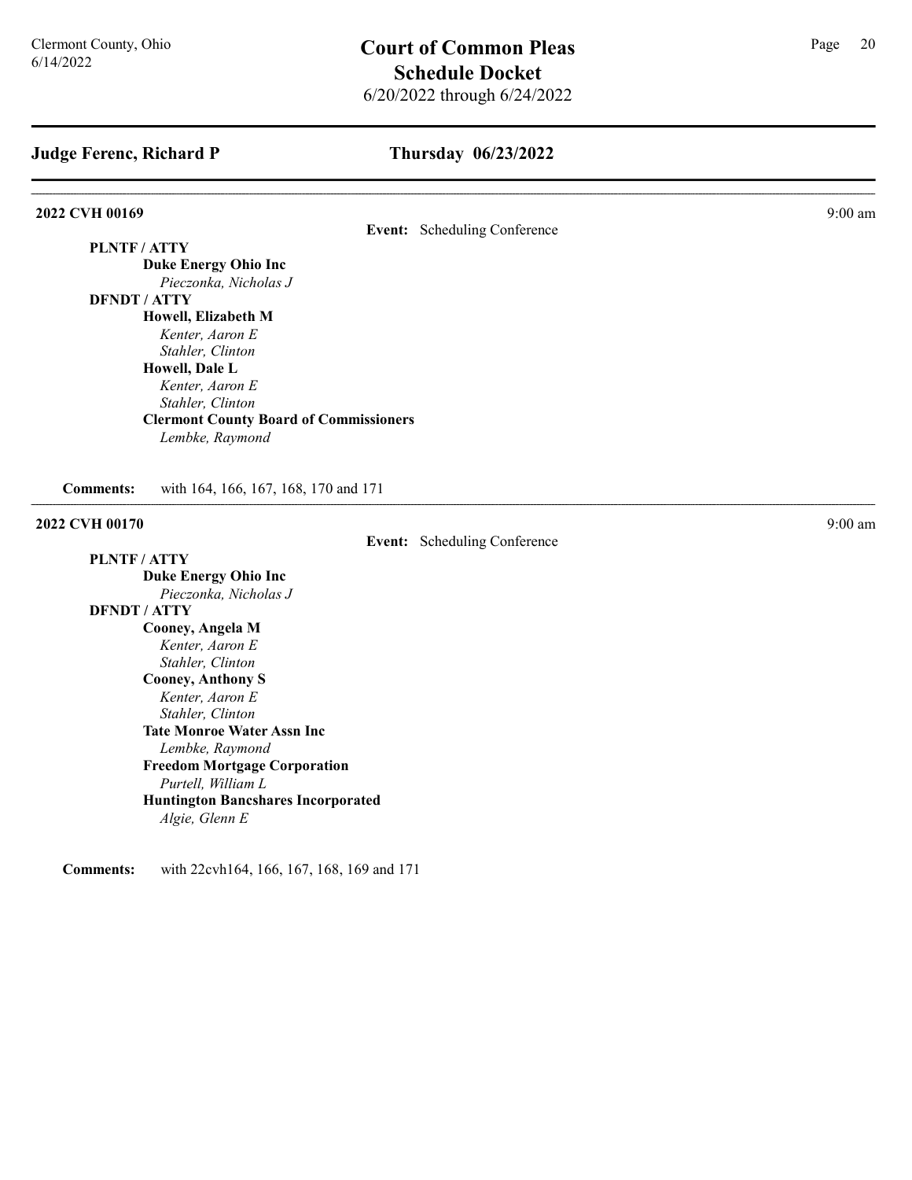## Judge Ferenc, Richard P

## Thursday 06/23/2022

**2022 CVH 00169** 9:00 am

**Event:** Scheduling Conference

**PLNTF / ATTY**

**Duke Energy Ohio Inc**
*Pieczonka, Nicholas J*

**DFNDT / ATTY**

**Howell, Elizabeth M**
*Kenter, Aaron E*
*Stahler, Clinton*

**Howell, Dale L**
*Kenter, Aaron E*
*Stahler, Clinton*

**Clermont County Board of Commissioners**
*Lembke, Raymond*

**Comments:** with 164, 166, 167, 168, 170 and 171

---

**2022 CVH 00170** 9:00 am

**Event:** Scheduling Conference

**PLNTF / ATTY**

**Duke Energy Ohio Inc**
*Pieczonka, Nicholas J*

**DFNDT / ATTY**

**Cooney, Angela M**
*Kenter, Aaron E*
*Stahler, Clinton*

**Cooney, Anthony S**
*Kenter, Aaron E*
*Stahler, Clinton*

**Tate Monroe Water Assn Inc**
*Lembke, Raymond*

**Freedom Mortgage Corporation**
*Purtell, William L*

**Huntington Bancshares Incorporated**
*Algie, Glenn E*

**Comments:** with 22cvh164, 166, 167, 168, 169 and 171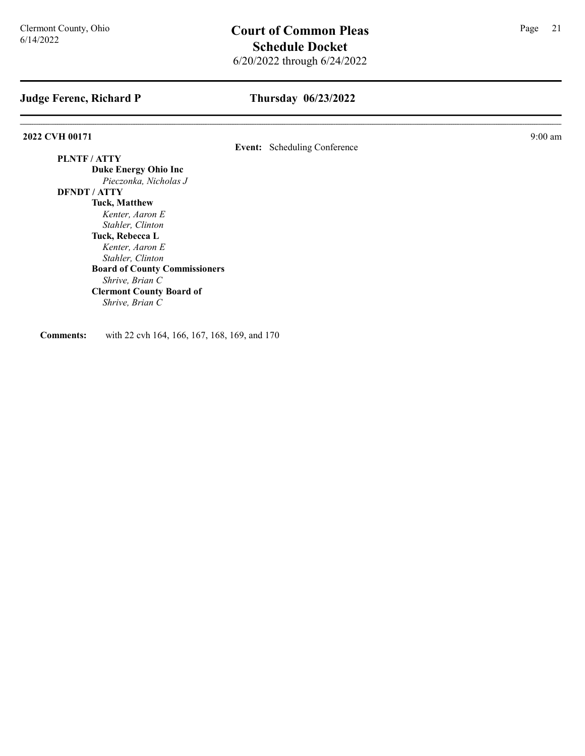## Judge Ferenc, Richard P

## Thursday 06/23/2022

**2022 CVH 00171** 9:00 am

**Event:** Scheduling Conference

**PLNTF / ATTY**

**Duke Energy Ohio Inc**
*Pieczonka, Nicholas J*

**DFNDT / ATTY**

**Tuck, Matthew**
*Kenter, Aaron E*
*Stahler, Clinton*

**Tuck, Rebecca L**
*Kenter, Aaron E*
*Stahler, Clinton*

**Board of County Commissioners**
*Shrive, Brian C*

**Clermont County Board of**
*Shrive, Brian C*

**Comments:** with 22 cvh 164, 166, 167, 168, 169, and 170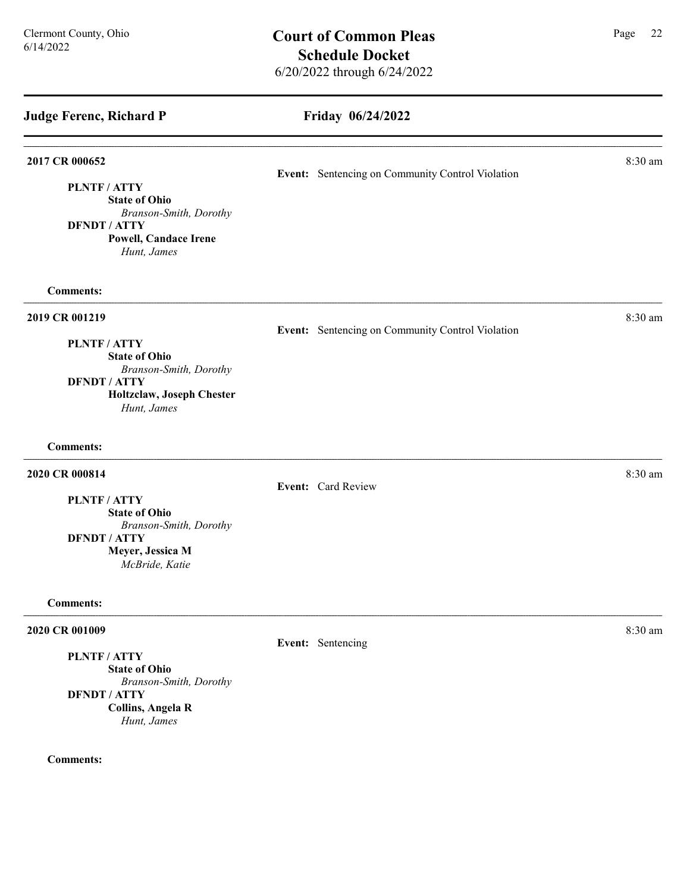## Judge Ferenc, Richard P

## Friday 06/24/2022

**2017 CR 000652** — 8:30 am

**Event:** Sentencing on Community Control Violation

**PLNTF / ATTY**
**State of Ohio**
*Branson-Smith, Dorothy*
**DFNDT / ATTY**
**Powell, Candace Irene**
*Hunt, James*

**Comments:**

---

**2019 CR 001219** — 8:30 am

**Event:** Sentencing on Community Control Violation

**PLNTF / ATTY**
**State of Ohio**
*Branson-Smith, Dorothy*
**DFNDT / ATTY**
**Holtzclaw, Joseph Chester**
*Hunt, James*

**Comments:**

---

**2020 CR 000814** — 8:30 am

**Event:** Card Review

**PLNTF / ATTY**
**State of Ohio**
*Branson-Smith, Dorothy*
**DFNDT / ATTY**
**Meyer, Jessica M**
*McBride, Katie*

**Comments:**

---

**2020 CR 001009** — 8:30 am

**Event:** Sentencing

**PLNTF / ATTY**
**State of Ohio**
*Branson-Smith, Dorothy*
**DFNDT / ATTY**
**Collins, Angela R**
*Hunt, James*

**Comments:**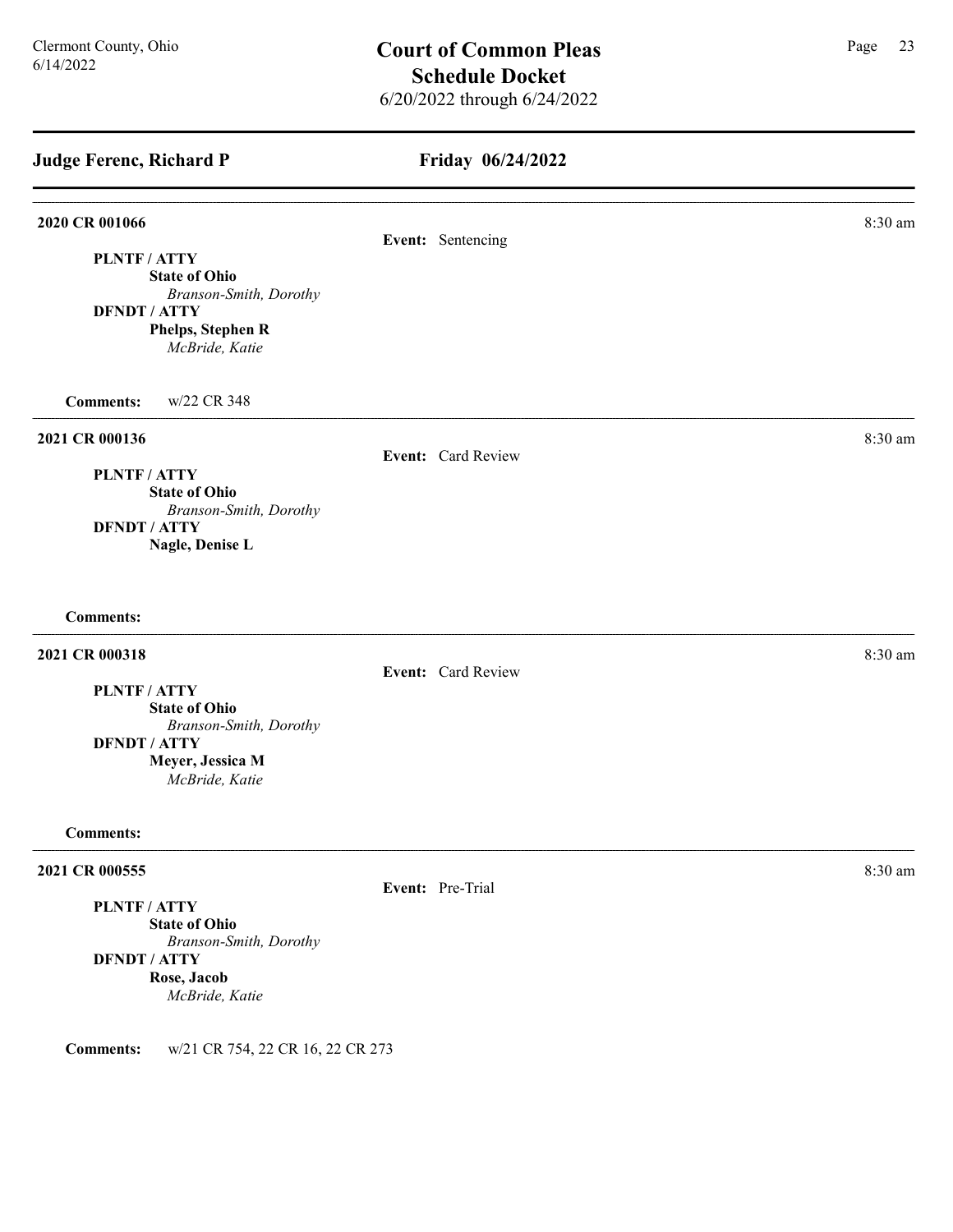## Judge Ferenc, Richard P

## Friday 06/24/2022

**2020 CR 001066** 8:30 am

**Event:** Sentencing

**PLNTF / ATTY**
**State of Ohio**
*Branson-Smith, Dorothy*
**DFNDT / ATTY**
**Phelps, Stephen R**
*McBride, Katie*

**Comments:** w/22 CR 348

---

**2021 CR 000136** 8:30 am

**Event:** Card Review

**PLNTF / ATTY**
**State of Ohio**
*Branson-Smith, Dorothy*
**DFNDT / ATTY**
**Nagle, Denise L**

**Comments:**

---

**2021 CR 000318** 8:30 am

**Event:** Card Review

**PLNTF / ATTY**
**State of Ohio**
*Branson-Smith, Dorothy*
**DFNDT / ATTY**
**Meyer, Jessica M**
*McBride, Katie*

**Comments:**

---

**2021 CR 000555** 8:30 am

**Event:** Pre-Trial

**PLNTF / ATTY**
**State of Ohio**
*Branson-Smith, Dorothy*
**DFNDT / ATTY**
**Rose, Jacob**
*McBride, Katie*

**Comments:** w/21 CR 754, 22 CR 16, 22 CR 273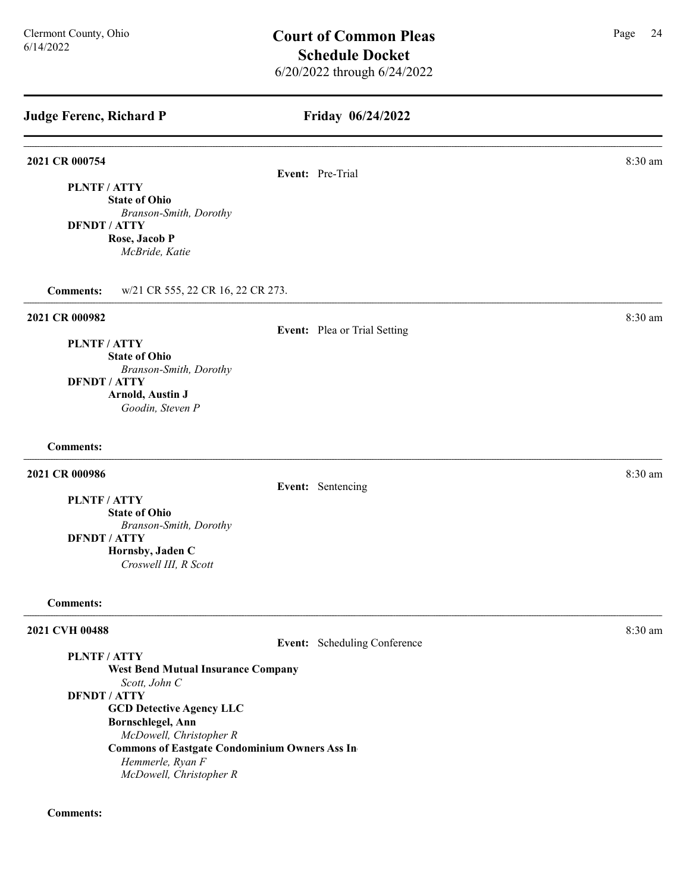## Judge Ferenc, Richard P

### Friday 06/24/2022

---

**2021 CR 000754** — 8:30 am

**Event:** Pre-Trial

**PLNTF / ATTY**
**State of Ohio**
*Branson-Smith, Dorothy*

**DFNDT / ATTY**
**Rose, Jacob P**
*McBride, Katie*

**Comments:** w/21 CR 555, 22 CR 16, 22 CR 273.

---

**2021 CR 000982** — 8:30 am

**Event:** Plea or Trial Setting

**PLNTF / ATTY**
**State of Ohio**
*Branson-Smith, Dorothy*

**DFNDT / ATTY**
**Arnold, Austin J**
*Goodin, Steven P*

**Comments:**

---

**2021 CR 000986** — 8:30 am

**Event:** Sentencing

**PLNTF / ATTY**
**State of Ohio**
*Branson-Smith, Dorothy*

**DFNDT / ATTY**
**Hornsby, Jaden C**
*Croswell III, R Scott*

**Comments:**

---

**2021 CVH 00488** — 8:30 am

**Event:** Scheduling Conference

**PLNTF / ATTY**
**West Bend Mutual Insurance Company**
*Scott, John C*

**DFNDT / ATTY**
**GCD Detective Agency LLC**
**Bornschlegel, Ann**
*McDowell, Christopher R*
**Commons of Eastgate Condominium Owners Ass In**
*Hemmerle, Ryan F*
*McDowell, Christopher R*

**Comments:**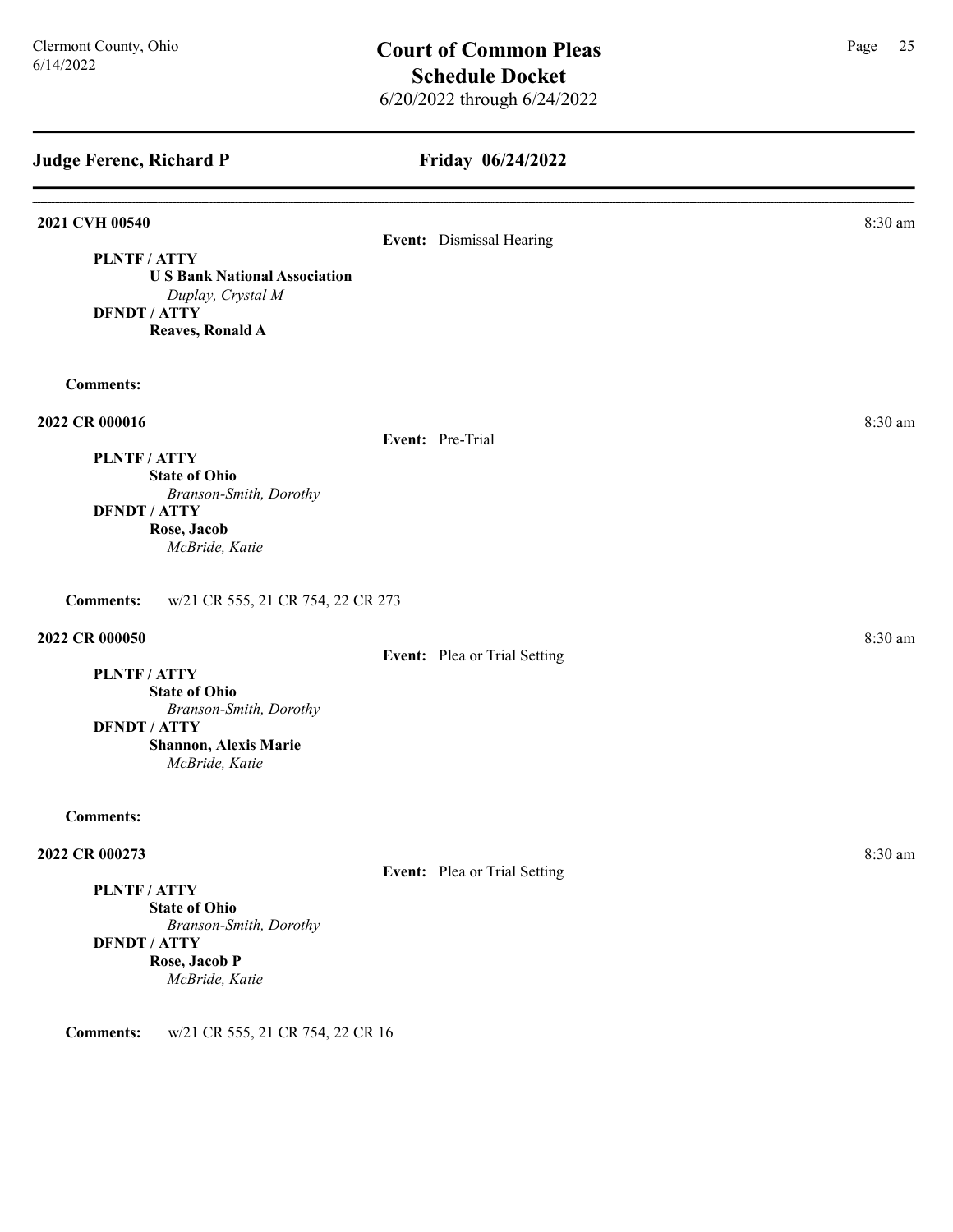## Judge Ferenc, Richard P — Friday 06/24/2022

---

**2021 CVH 00540** — 8:30 am

**Event:** Dismissal Hearing

**PLNTF / ATTY**
**U S Bank National Association**
*Duplay, Crystal M*
**DFNDT / ATTY**
**Reaves, Ronald A**

**Comments:**

---

**2022 CR 000016** — 8:30 am

**Event:** Pre-Trial

**PLNTF / ATTY**
**State of Ohio**
*Branson-Smith, Dorothy*
**DFNDT / ATTY**
**Rose, Jacob**
*McBride, Katie*

**Comments:** w/21 CR 555, 21 CR 754, 22 CR 273

---

**2022 CR 000050** — 8:30 am

**Event:** Plea or Trial Setting

**PLNTF / ATTY**
**State of Ohio**
*Branson-Smith, Dorothy*
**DFNDT / ATTY**
**Shannon, Alexis Marie**
*McBride, Katie*

**Comments:**

---

**2022 CR 000273** — 8:30 am

**Event:** Plea or Trial Setting

**PLNTF / ATTY**
**State of Ohio**
*Branson-Smith, Dorothy*
**DFNDT / ATTY**
**Rose, Jacob P**
*McBride, Katie*

**Comments:** w/21 CR 555, 21 CR 754, 22 CR 16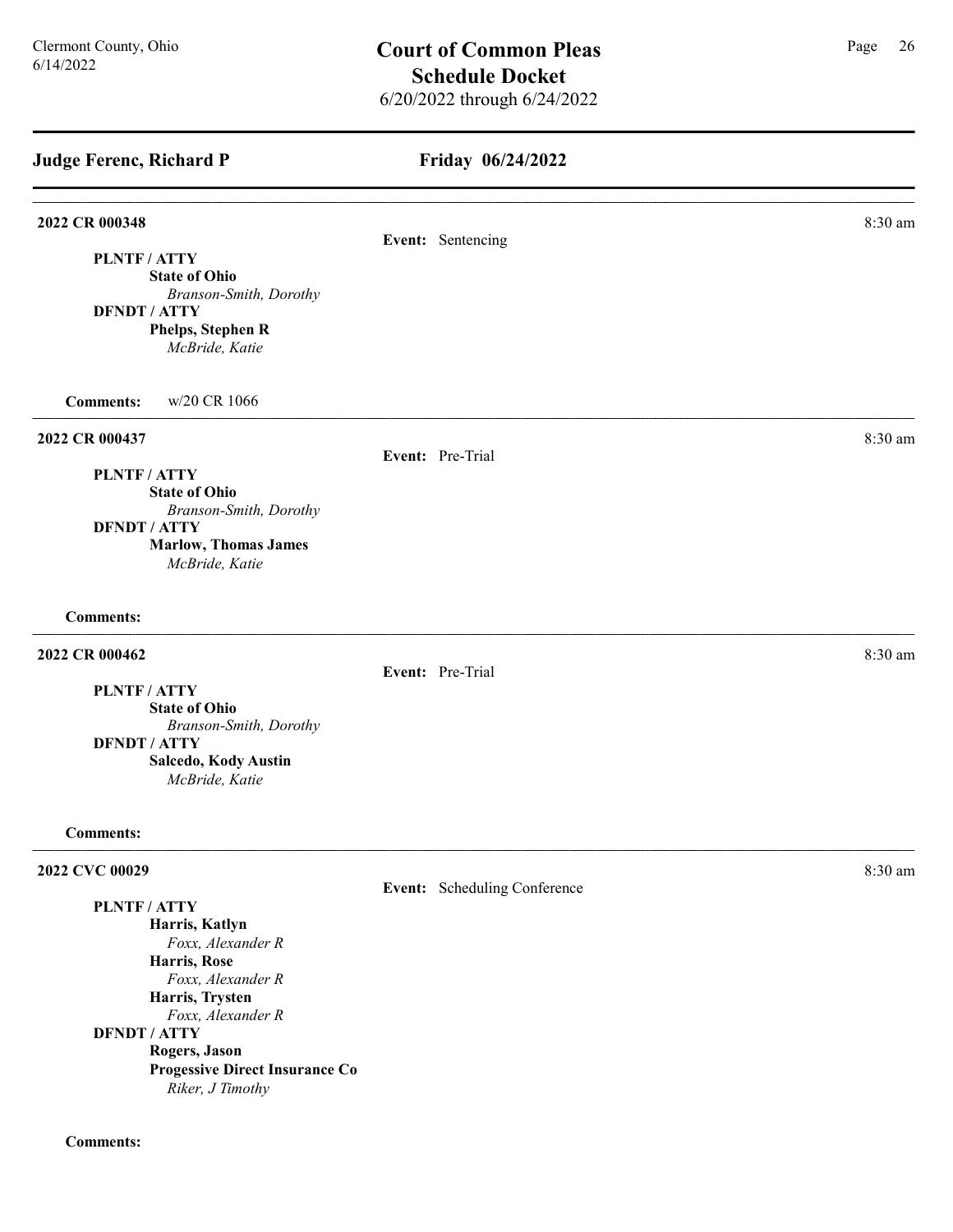Clermont County, Ohio
6/14/2022

# Court of Common Pleas
# Schedule Docket
6/20/2022 through 6/24/2022

## Judge Ferenc, Richard P — Friday 06/24/2022

---

**2022 CR 000348** — 8:30 am

**Event:** Sentencing

**PLNTF / ATTY**
**State of Ohio**
*Branson-Smith, Dorothy*
**DFNDT / ATTY**
**Phelps, Stephen R**
*McBride, Katie*

**Comments:** w/20 CR 1066

---

**2022 CR 000437** — 8:30 am

**Event:** Pre-Trial

**PLNTF / ATTY**
**State of Ohio**
*Branson-Smith, Dorothy*
**DFNDT / ATTY**
**Marlow, Thomas James**
*McBride, Katie*

**Comments:**

---

**2022 CR 000462** — 8:30 am

**Event:** Pre-Trial

**PLNTF / ATTY**
**State of Ohio**
*Branson-Smith, Dorothy*
**DFNDT / ATTY**
**Salcedo, Kody Austin**
*McBride, Katie*

**Comments:**

---

**2022 CVC 00029** — 8:30 am

**Event:** Scheduling Conference

**PLNTF / ATTY**
**Harris, Katlyn**
*Foxx, Alexander R*
**Harris, Rose**
*Foxx, Alexander R*
**Harris, Trysten**
*Foxx, Alexander R*
**DFNDT / ATTY**
**Rogers, Jason**
**Progessive Direct Insurance Co**
*Riker, J Timothy*

**Comments:**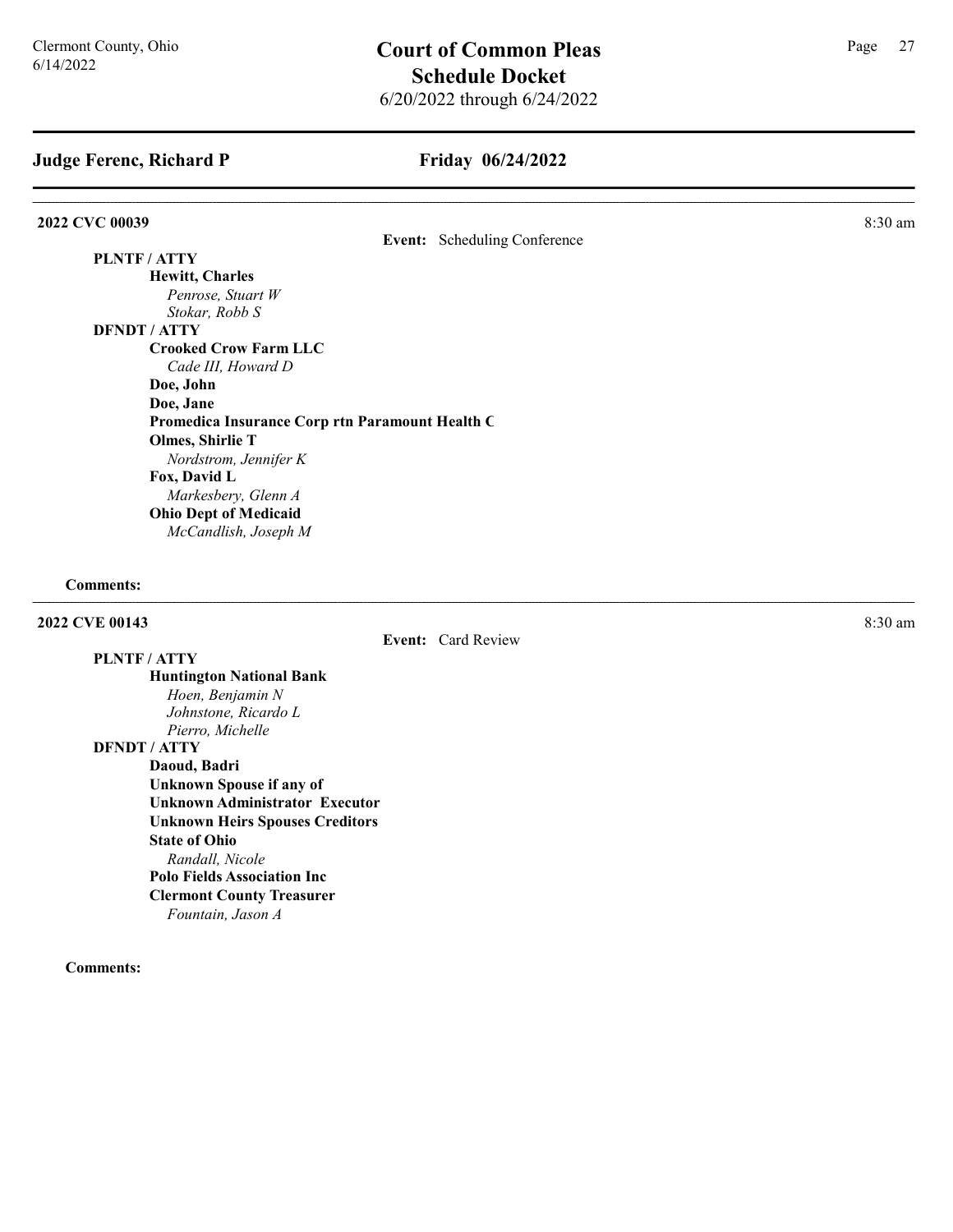# Court of Common Pleas
# Schedule Docket
6/20/2022 through 6/24/2022

## Judge Ferenc, Richard P — Friday 06/24/2022

---

**2022 CVC 00039** — 8:30 am

**Event:** Scheduling Conference

**PLNTF / ATTY**

**Hewitt, Charles**
*Penrose, Stuart W*
*Stokar, Robb S*

**DFNDT / ATTY**

**Crooked Crow Farm LLC**
*Cade III, Howard D*
**Doe, John**
**Doe, Jane**
**Promedica Insurance Corp rtn Paramount Health C**
**Olmes, Shirlie T**
*Nordstrom, Jennifer K*
**Fox, David L**
*Markesbery, Glenn A*
**Ohio Dept of Medicaid**
*McCandlish, Joseph M*

**Comments:**

---

**2022 CVE 00143** — 8:30 am

**Event:** Card Review

**PLNTF / ATTY**

**Huntington National Bank**
*Hoen, Benjamin N*
*Johnstone, Ricardo L*
*Pierro, Michelle*

**DFNDT / ATTY**

**Daoud, Badri**
**Unknown Spouse if any of**
**Unknown Administrator Executor**
**Unknown Heirs Spouses Creditors**
**State of Ohio**
*Randall, Nicole*
**Polo Fields Association Inc**
**Clermont County Treasurer**
*Fountain, Jason A*

**Comments:**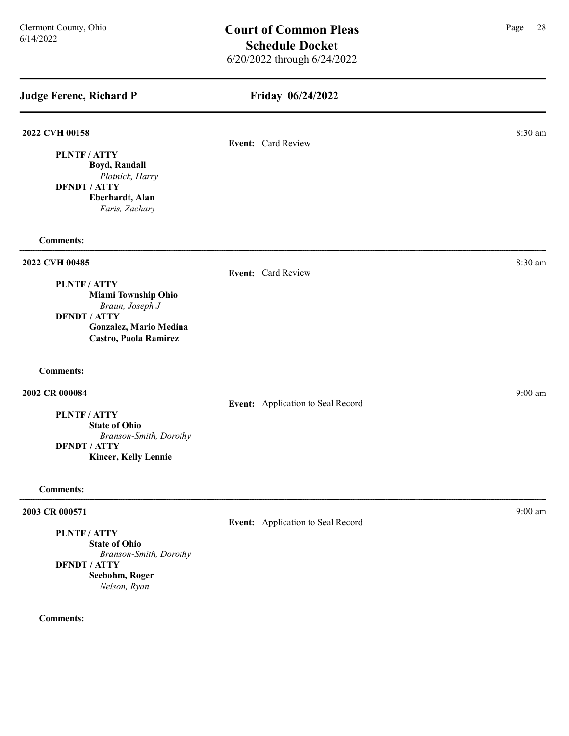## Judge Ferenc, Richard P

## Friday 06/24/2022

---

**2022 CVH 00158** — 8:30 am

**Event:** Card Review

**PLNTF / ATTY**
**Boyd, Randall**
*Plotnick, Harry*
**DFNDT / ATTY**
**Eberhardt, Alan**
*Faris, Zachary*

**Comments:**

---

**2022 CVH 00485** — 8:30 am

**Event:** Card Review

**PLNTF / ATTY**
**Miami Township Ohio**
*Braun, Joseph J*
**DFNDT / ATTY**
**Gonzalez, Mario Medina**
**Castro, Paola Ramirez**

**Comments:**

---

**2002 CR 000084** — 9:00 am

**Event:** Application to Seal Record

**PLNTF / ATTY**
**State of Ohio**
*Branson-Smith, Dorothy*
**DFNDT / ATTY**
**Kincer, Kelly Lennie**

**Comments:**

---

**2003 CR 000571** — 9:00 am

**Event:** Application to Seal Record

**PLNTF / ATTY**
**State of Ohio**
*Branson-Smith, Dorothy*
**DFNDT / ATTY**
**Seebohm, Roger**
*Nelson, Ryan*

**Comments:**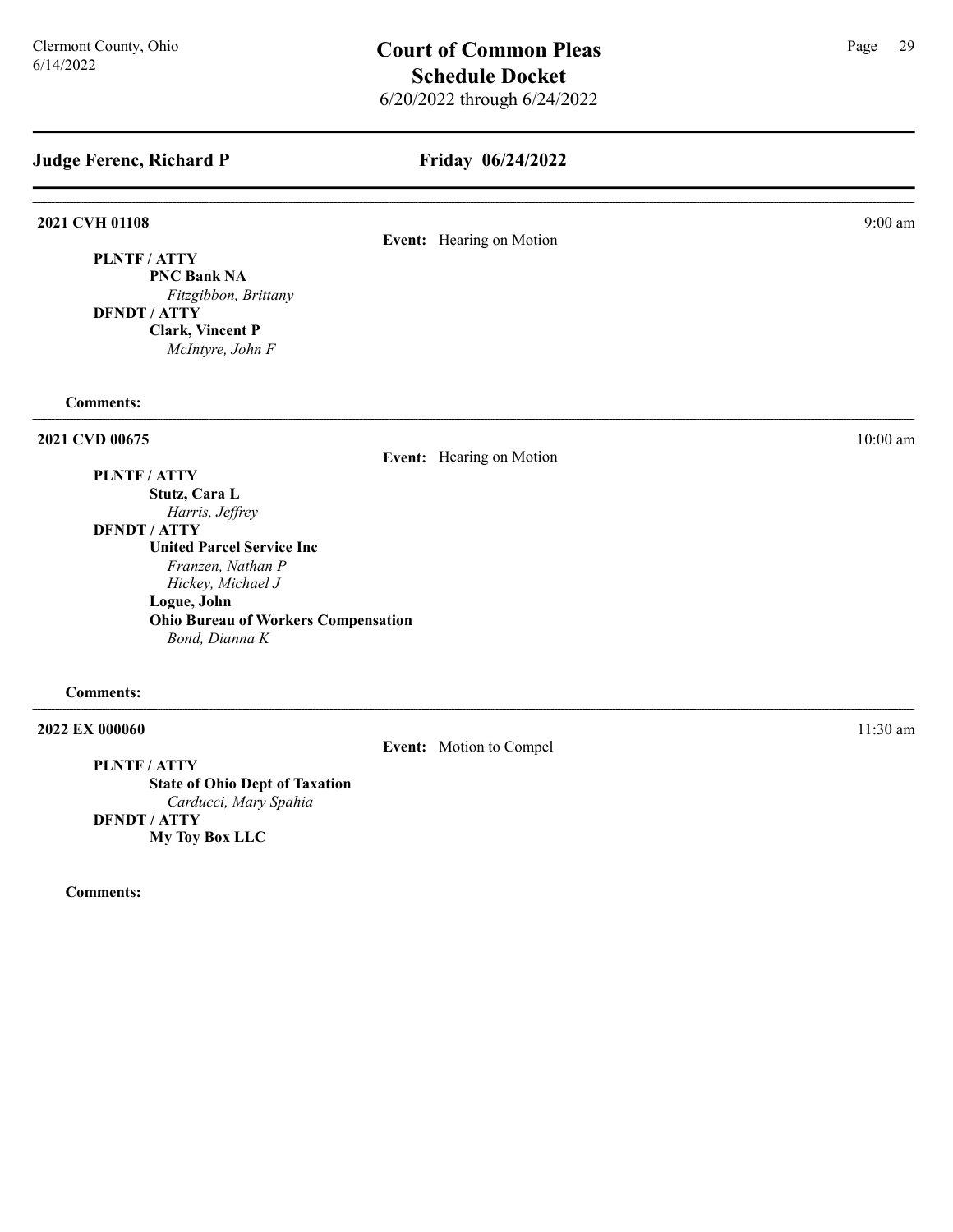## Judge Ferenc, Richard P

## Friday 06/24/2022

---

**2021 CVH 01108** 9:00 am

**Event:** Hearing on Motion

**PLNTF / ATTY**

**PNC Bank NA**

*Fitzgibbon, Brittany*

**DFNDT / ATTY**

**Clark, Vincent P**

*McIntyre, John F*

**Comments:**

---

**2021 CVD 00675** 10:00 am

**Event:** Hearing on Motion

**PLNTF / ATTY**

**Stutz, Cara L**

*Harris, Jeffrey*

**DFNDT / ATTY**

**United Parcel Service Inc**

*Franzen, Nathan P*

*Hickey, Michael J*

**Logue, John**

**Ohio Bureau of Workers Compensation**

*Bond, Dianna K*

**Comments:**

---

**2022 EX 000060** 11:30 am

**Event:** Motion to Compel

**PLNTF / ATTY**

**State of Ohio Dept of Taxation**

*Carducci, Mary Spahia*

**DFNDT / ATTY**

**My Toy Box LLC**

**Comments:**